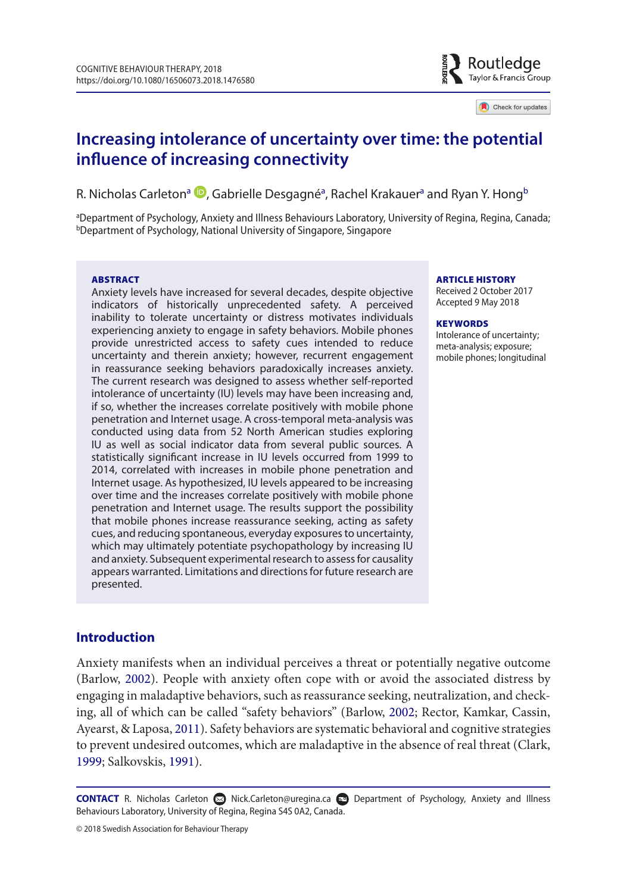# Increasing intolerance of uncertainty over time: the potential influence of increasing connectivity

R. Nicholas Carleton[a], Gabrielle Desgagné[a], Rachel Krakauer[a] and Ryan Y. Hong[b]

[a]Department of Psychology, Anxiety and Illness Behaviours Laboratory, University of Regina, Regina, Canada; [b]Department of Psychology, National University of Singapore, Singapore

**ABSTRACT**

Anxiety levels have increased for several decades, despite objective indicators of historically unprecedented safety. A perceived inability to tolerate uncertainty or distress motivates individuals experiencing anxiety to engage in safety behaviors. Mobile phones provide unrestricted access to safety cues intended to reduce uncertainty and therein anxiety; however, recurrent engagement in reassurance seeking behaviors paradoxically increases anxiety. The current research was designed to assess whether self-reported intolerance of uncertainty (IU) levels may have been increasing and, if so, whether the increases correlate positively with mobile phone penetration and Internet usage. A cross-temporal meta-analysis was conducted using data from 52 North American studies exploring IU as well as social indicator data from several public sources. A statistically significant increase in IU levels occurred from 1999 to 2014, correlated with increases in mobile phone penetration and Internet usage. As hypothesized, IU levels appeared to be increasing over time and the increases correlate positively with mobile phone penetration and Internet usage. The results support the possibility that mobile phones increase reassurance seeking, acting as safety cues, and reducing spontaneous, everyday exposures to uncertainty, which may ultimately potentiate psychopathology by increasing IU and anxiety. Subsequent experimental research to assess for causality appears warranted. Limitations and directions for future research are presented.

**ARTICLE HISTORY**
Received 2 October 2017
Accepted 9 May 2018

**KEYWORDS**
Intolerance of uncertainty; meta-analysis; exposure; mobile phones; longitudinal

## Introduction

Anxiety manifests when an individual perceives a threat or potentially negative outcome (Barlow, 2002). People with anxiety often cope with or avoid the associated distress by engaging in maladaptive behaviors, such as reassurance seeking, neutralization, and checking, all of which can be called "safety behaviors" (Barlow, 2002; Rector, Kamkar, Cassin, Ayearst, & Laposa, 2011). Safety behaviors are systematic behavioral and cognitive strategies to prevent undesired outcomes, which are maladaptive in the absence of real threat (Clark, 1999; Salkovskis, 1991).

**CONTACT** R. Nicholas Carleton Nick.Carleton@uregina.ca Department of Psychology, Anxiety and Illness Behaviours Laboratory, University of Regina, Regina S4S 0A2, Canada.

© 2018 Swedish Association for Behaviour Therapy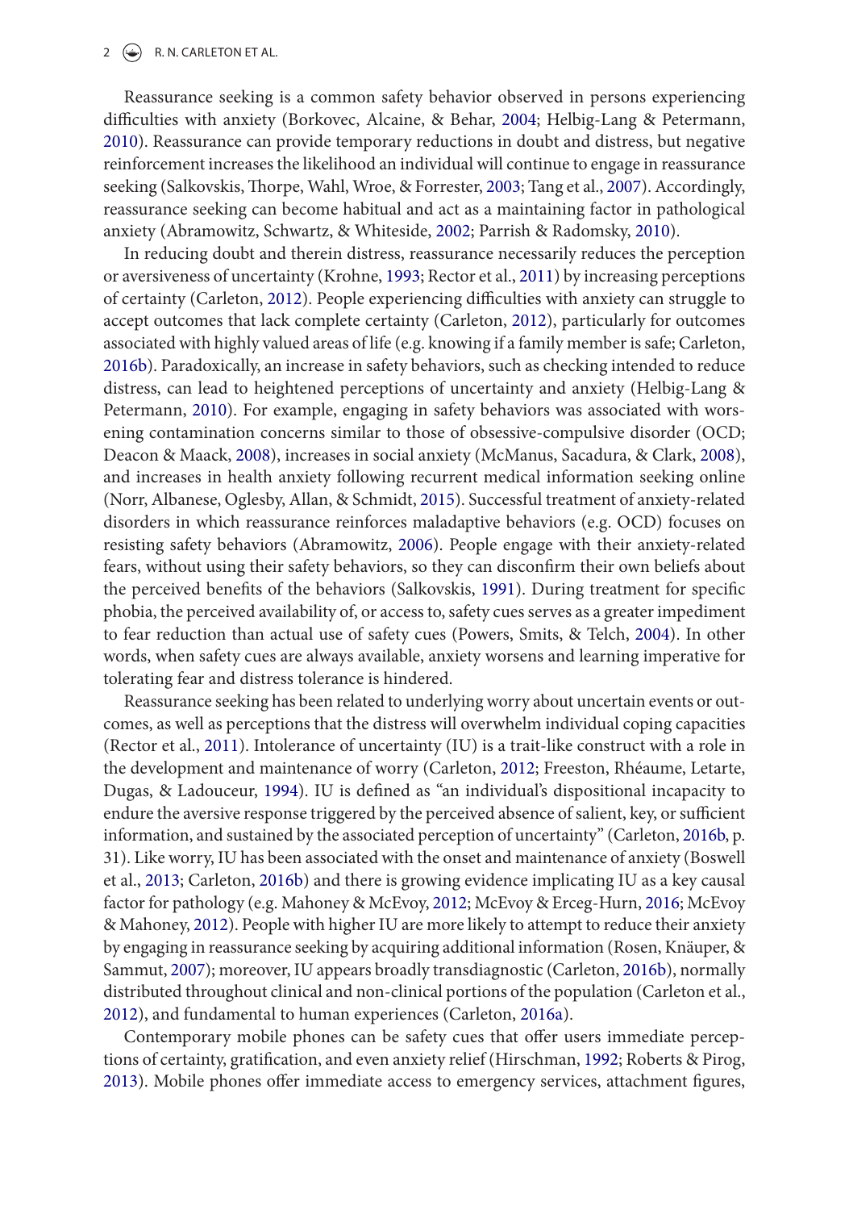Reassurance seeking is a common safety behavior observed in persons experiencing difficulties with anxiety (Borkovec, Alcaine, & Behar, 2004; Helbig-Lang & Petermann, 2010). Reassurance can provide temporary reductions in doubt and distress, but negative reinforcement increases the likelihood an individual will continue to engage in reassurance seeking (Salkovskis, Thorpe, Wahl, Wroe, & Forrester, 2003; Tang et al., 2007). Accordingly, reassurance seeking can become habitual and act as a maintaining factor in pathological anxiety (Abramowitz, Schwartz, & Whiteside, 2002; Parrish & Radomsky, 2010).

In reducing doubt and therein distress, reassurance necessarily reduces the perception or aversiveness of uncertainty (Krohne, 1993; Rector et al., 2011) by increasing perceptions of certainty (Carleton, 2012). People experiencing difficulties with anxiety can struggle to accept outcomes that lack complete certainty (Carleton, 2012), particularly for outcomes associated with highly valued areas of life (e.g. knowing if a family member is safe; Carleton, 2016b). Paradoxically, an increase in safety behaviors, such as checking intended to reduce distress, can lead to heightened perceptions of uncertainty and anxiety (Helbig-Lang & Petermann, 2010). For example, engaging in safety behaviors was associated with worsening contamination concerns similar to those of obsessive-compulsive disorder (OCD; Deacon & Maack, 2008), increases in social anxiety (McManus, Sacadura, & Clark, 2008), and increases in health anxiety following recurrent medical information seeking online (Norr, Albanese, Oglesby, Allan, & Schmidt, 2015). Successful treatment of anxiety-related disorders in which reassurance reinforces maladaptive behaviors (e.g. OCD) focuses on resisting safety behaviors (Abramowitz, 2006). People engage with their anxiety-related fears, without using their safety behaviors, so they can disconfirm their own beliefs about the perceived benefits of the behaviors (Salkovskis, 1991). During treatment for specific phobia, the perceived availability of, or access to, safety cues serves as a greater impediment to fear reduction than actual use of safety cues (Powers, Smits, & Telch, 2004). In other words, when safety cues are always available, anxiety worsens and learning imperative for tolerating fear and distress tolerance is hindered.

Reassurance seeking has been related to underlying worry about uncertain events or outcomes, as well as perceptions that the distress will overwhelm individual coping capacities (Rector et al., 2011). Intolerance of uncertainty (IU) is a trait-like construct with a role in the development and maintenance of worry (Carleton, 2012; Freeston, Rhéaume, Letarte, Dugas, & Ladouceur, 1994). IU is defined as "an individual's dispositional incapacity to endure the aversive response triggered by the perceived absence of salient, key, or sufficient information, and sustained by the associated perception of uncertainty" (Carleton, 2016b, p. 31). Like worry, IU has been associated with the onset and maintenance of anxiety (Boswell et al., 2013; Carleton, 2016b) and there is growing evidence implicating IU as a key causal factor for pathology (e.g. Mahoney & McEvoy, 2012; McEvoy & Erceg-Hurn, 2016; McEvoy & Mahoney, 2012). People with higher IU are more likely to attempt to reduce their anxiety by engaging in reassurance seeking by acquiring additional information (Rosen, Knäuper, & Sammut, 2007); moreover, IU appears broadly transdiagnostic (Carleton, 2016b), normally distributed throughout clinical and non-clinical portions of the population (Carleton et al., 2012), and fundamental to human experiences (Carleton, 2016a).

Contemporary mobile phones can be safety cues that offer users immediate perceptions of certainty, gratification, and even anxiety relief (Hirschman, 1992; Roberts & Pirog, 2013). Mobile phones offer immediate access to emergency services, attachment figures,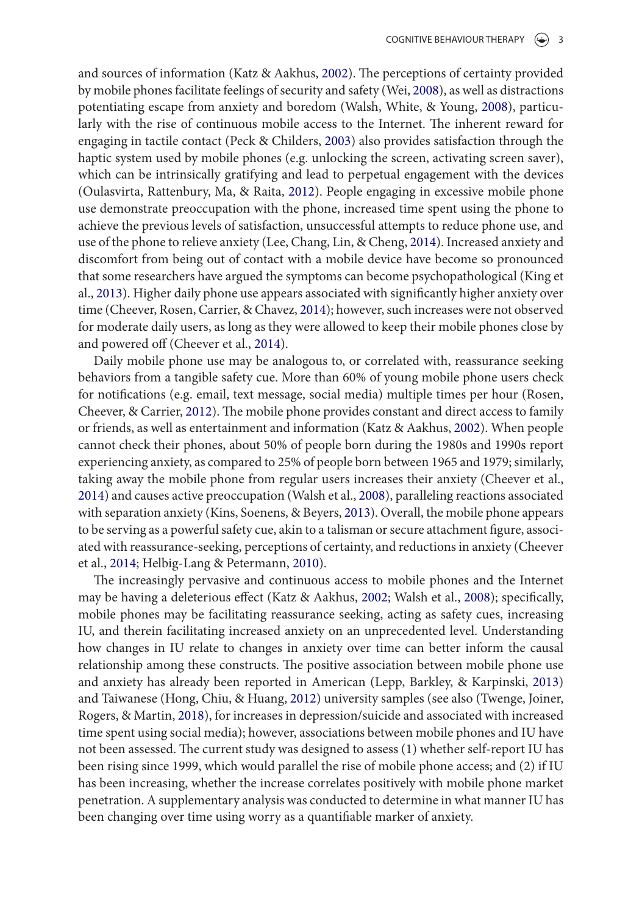and sources of information (Katz & Aakhus, 2002). The perceptions of certainty provided by mobile phones facilitate feelings of security and safety (Wei, 2008), as well as distractions potentiating escape from anxiety and boredom (Walsh, White, & Young, 2008), particularly with the rise of continuous mobile access to the Internet. The inherent reward for engaging in tactile contact (Peck & Childers, 2003) also provides satisfaction through the haptic system used by mobile phones (e.g. unlocking the screen, activating screen saver), which can be intrinsically gratifying and lead to perpetual engagement with the devices (Oulasvirta, Rattenbury, Ma, & Raita, 2012). People engaging in excessive mobile phone use demonstrate preoccupation with the phone, increased time spent using the phone to achieve the previous levels of satisfaction, unsuccessful attempts to reduce phone use, and use of the phone to relieve anxiety (Lee, Chang, Lin, & Cheng, 2014). Increased anxiety and discomfort from being out of contact with a mobile device have become so pronounced that some researchers have argued the symptoms can become psychopathological (King et al., 2013). Higher daily phone use appears associated with significantly higher anxiety over time (Cheever, Rosen, Carrier, & Chavez, 2014); however, such increases were not observed for moderate daily users, as long as they were allowed to keep their mobile phones close by and powered off (Cheever et al., 2014).

Daily mobile phone use may be analogous to, or correlated with, reassurance seeking behaviors from a tangible safety cue. More than 60% of young mobile phone users check for notifications (e.g. email, text message, social media) multiple times per hour (Rosen, Cheever, & Carrier, 2012). The mobile phone provides constant and direct access to family or friends, as well as entertainment and information (Katz & Aakhus, 2002). When people cannot check their phones, about 50% of people born during the 1980s and 1990s report experiencing anxiety, as compared to 25% of people born between 1965 and 1979; similarly, taking away the mobile phone from regular users increases their anxiety (Cheever et al., 2014) and causes active preoccupation (Walsh et al., 2008), paralleling reactions associated with separation anxiety (Kins, Soenens, & Beyers, 2013). Overall, the mobile phone appears to be serving as a powerful safety cue, akin to a talisman or secure attachment figure, associated with reassurance-seeking, perceptions of certainty, and reductions in anxiety (Cheever et al., 2014; Helbig-Lang & Petermann, 2010).

The increasingly pervasive and continuous access to mobile phones and the Internet may be having a deleterious effect (Katz & Aakhus, 2002; Walsh et al., 2008); specifically, mobile phones may be facilitating reassurance seeking, acting as safety cues, increasing IU, and therein facilitating increased anxiety on an unprecedented level. Understanding how changes in IU relate to changes in anxiety over time can better inform the causal relationship among these constructs. The positive association between mobile phone use and anxiety has already been reported in American (Lepp, Barkley, & Karpinski, 2013) and Taiwanese (Hong, Chiu, & Huang, 2012) university samples (see also (Twenge, Joiner, Rogers, & Martin, 2018), for increases in depression/suicide and associated with increased time spent using social media); however, associations between mobile phones and IU have not been assessed. The current study was designed to assess (1) whether self-report IU has been rising since 1999, which would parallel the rise of mobile phone access; and (2) if IU has been increasing, whether the increase correlates positively with mobile phone market penetration. A supplementary analysis was conducted to determine in what manner IU has been changing over time using worry as a quantifiable marker of anxiety.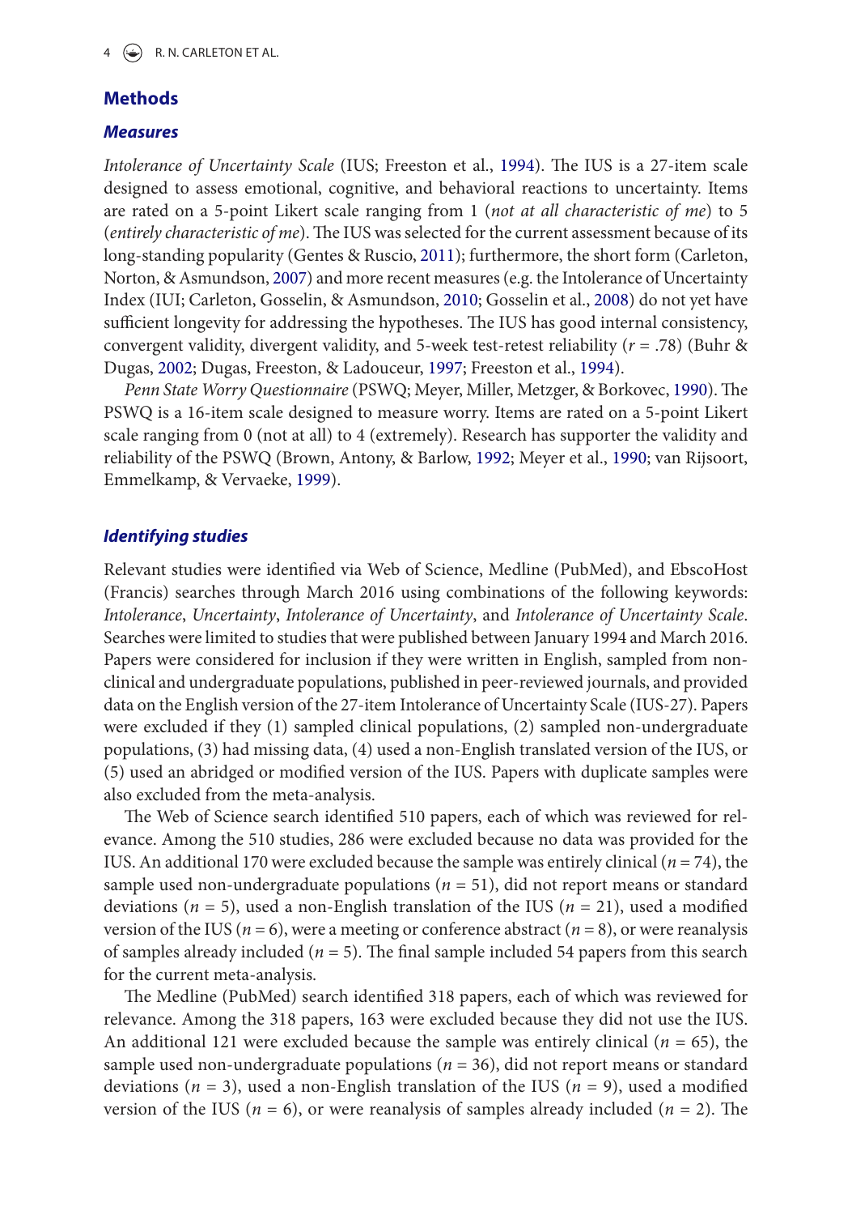## Methods

### Measures

*Intolerance of Uncertainty Scale* (IUS; Freeston et al., 1994). The IUS is a 27-item scale designed to assess emotional, cognitive, and behavioral reactions to uncertainty. Items are rated on a 5-point Likert scale ranging from 1 (*not at all characteristic of me*) to 5 (*entirely characteristic of me*). The IUS was selected for the current assessment because of its long-standing popularity (Gentes & Ruscio, 2011); furthermore, the short form (Carleton, Norton, & Asmundson, 2007) and more recent measures (e.g. the Intolerance of Uncertainty Index (IUI; Carleton, Gosselin, & Asmundson, 2010; Gosselin et al., 2008) do not yet have sufficient longevity for addressing the hypotheses. The IUS has good internal consistency, convergent validity, divergent validity, and 5-week test-retest reliability ($r = .78$) (Buhr & Dugas, 2002; Dugas, Freeston, & Ladouceur, 1997; Freeston et al., 1994).

*Penn State Worry Questionnaire* (PSWQ; Meyer, Miller, Metzger, & Borkovec, 1990). The PSWQ is a 16-item scale designed to measure worry. Items are rated on a 5-point Likert scale ranging from 0 (not at all) to 4 (extremely). Research has supporter the validity and reliability of the PSWQ (Brown, Antony, & Barlow, 1992; Meyer et al., 1990; van Rijsoort, Emmelkamp, & Vervaeke, 1999).

### Identifying studies

Relevant studies were identified via Web of Science, Medline (PubMed), and EbscoHost (Francis) searches through March 2016 using combinations of the following keywords: *Intolerance*, *Uncertainty*, *Intolerance of Uncertainty*, and *Intolerance of Uncertainty Scale*. Searches were limited to studies that were published between January 1994 and March 2016. Papers were considered for inclusion if they were written in English, sampled from non-clinical and undergraduate populations, published in peer-reviewed journals, and provided data on the English version of the 27-item Intolerance of Uncertainty Scale (IUS-27). Papers were excluded if they (1) sampled clinical populations, (2) sampled non-undergraduate populations, (3) had missing data, (4) used a non-English translated version of the IUS, or (5) used an abridged or modified version of the IUS. Papers with duplicate samples were also excluded from the meta-analysis.

The Web of Science search identified 510 papers, each of which was reviewed for relevance. Among the 510 studies, 286 were excluded because no data was provided for the IUS. An additional 170 were excluded because the sample was entirely clinical ($n = 74$), the sample used non-undergraduate populations ($n = 51$), did not report means or standard deviations ($n = 5$), used a non-English translation of the IUS ($n = 21$), used a modified version of the IUS ($n = 6$), were a meeting or conference abstract ($n = 8$), or were reanalysis of samples already included ($n = 5$). The final sample included 54 papers from this search for the current meta-analysis.

The Medline (PubMed) search identified 318 papers, each of which was reviewed for relevance. Among the 318 papers, 163 were excluded because they did not use the IUS. An additional 121 were excluded because the sample was entirely clinical ($n = 65$), the sample used non-undergraduate populations ($n = 36$), did not report means or standard deviations ($n = 3$), used a non-English translation of the IUS ($n = 9$), used a modified version of the IUS ($n = 6$), or were reanalysis of samples already included ($n = 2$). The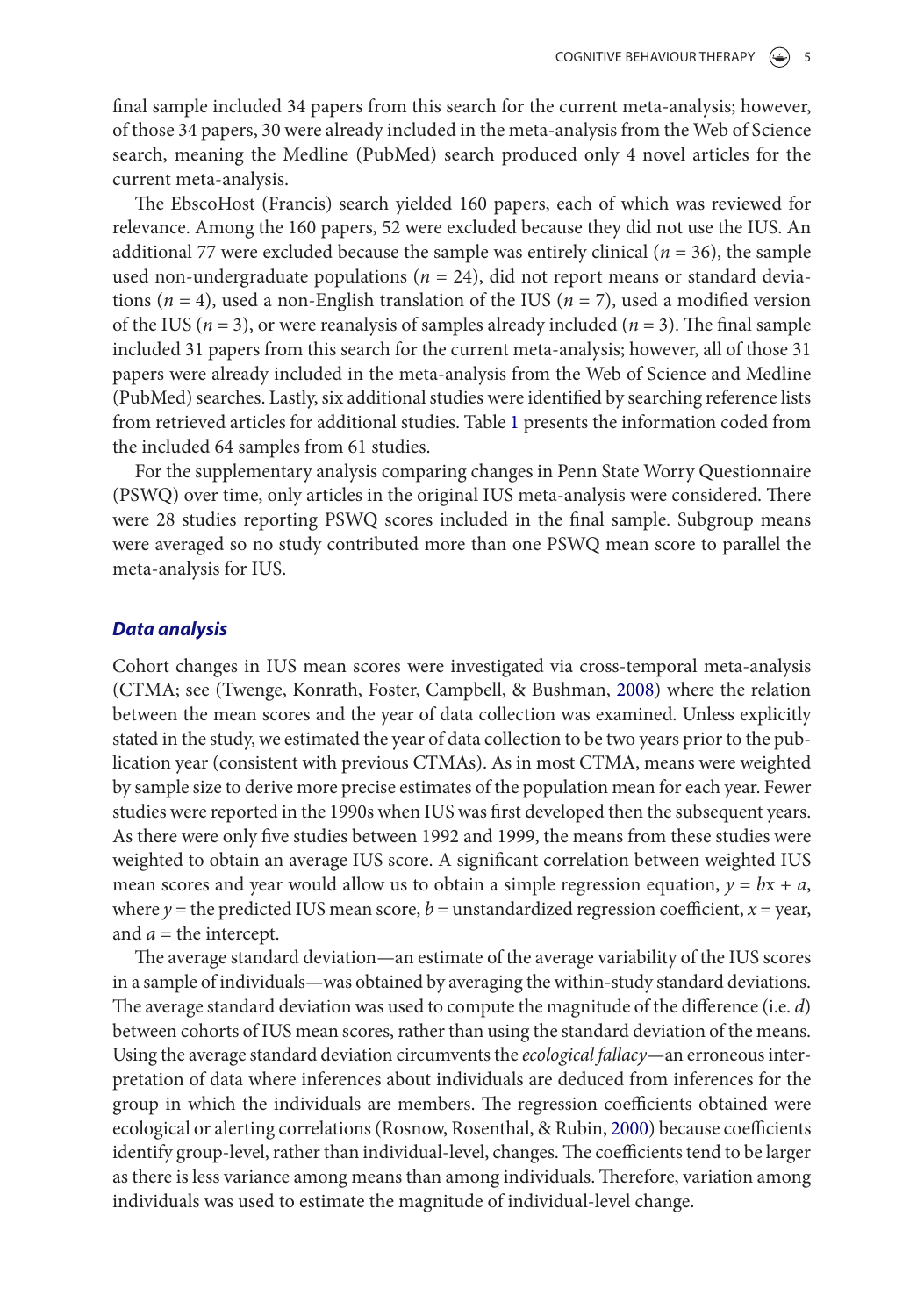final sample included 34 papers from this search for the current meta-analysis; however, of those 34 papers, 30 were already included in the meta-analysis from the Web of Science search, meaning the Medline (PubMed) search produced only 4 novel articles for the current meta-analysis.

The EbscoHost (Francis) search yielded 160 papers, each of which was reviewed for relevance. Among the 160 papers, 52 were excluded because they did not use the IUS. An additional 77 were excluded because the sample was entirely clinical ($n$ = 36), the sample used non-undergraduate populations ($n$ = 24), did not report means or standard deviations ($n$ = 4), used a non-English translation of the IUS ($n$ = 7), used a modified version of the IUS ($n$ = 3), or were reanalysis of samples already included ($n$ = 3). The final sample included 31 papers from this search for the current meta-analysis; however, all of those 31 papers were already included in the meta-analysis from the Web of Science and Medline (PubMed) searches. Lastly, six additional studies were identified by searching reference lists from retrieved articles for additional studies. Table 1 presents the information coded from the included 64 samples from 61 studies.

For the supplementary analysis comparing changes in Penn State Worry Questionnaire (PSWQ) over time, only articles in the original IUS meta-analysis were considered. There were 28 studies reporting PSWQ scores included in the final sample. Subgroup means were averaged so no study contributed more than one PSWQ mean score to parallel the meta-analysis for IUS.

## Data analysis

Cohort changes in IUS mean scores were investigated via cross-temporal meta-analysis (CTMA; see (Twenge, Konrath, Foster, Campbell, & Bushman, 2008) where the relation between the mean scores and the year of data collection was examined. Unless explicitly stated in the study, we estimated the year of data collection to be two years prior to the publication year (consistent with previous CTMAs). As in most CTMA, means were weighted by sample size to derive more precise estimates of the population mean for each year. Fewer studies were reported in the 1990s when IUS was first developed then the subsequent years. As there were only five studies between 1992 and 1999, the means from these studies were weighted to obtain an average IUS score. A significant correlation between weighted IUS mean scores and year would allow us to obtain a simple regression equation, $y = bx + a$, where $y$ = the predicted IUS mean score, $b$ = unstandardized regression coefficient, $x$ = year, and $a$ = the intercept.

The average standard deviation—an estimate of the average variability of the IUS scores in a sample of individuals—was obtained by averaging the within-study standard deviations. The average standard deviation was used to compute the magnitude of the difference (i.e. $d$) between cohorts of IUS mean scores, rather than using the standard deviation of the means. Using the average standard deviation circumvents the *ecological fallacy*—an erroneous interpretation of data where inferences about individuals are deduced from inferences for the group in which the individuals are members. The regression coefficients obtained were ecological or alerting correlations (Rosnow, Rosenthal, & Rubin, 2000) because coefficients identify group-level, rather than individual-level, changes. The coefficients tend to be larger as there is less variance among means than among individuals. Therefore, variation among individuals was used to estimate the magnitude of individual-level change.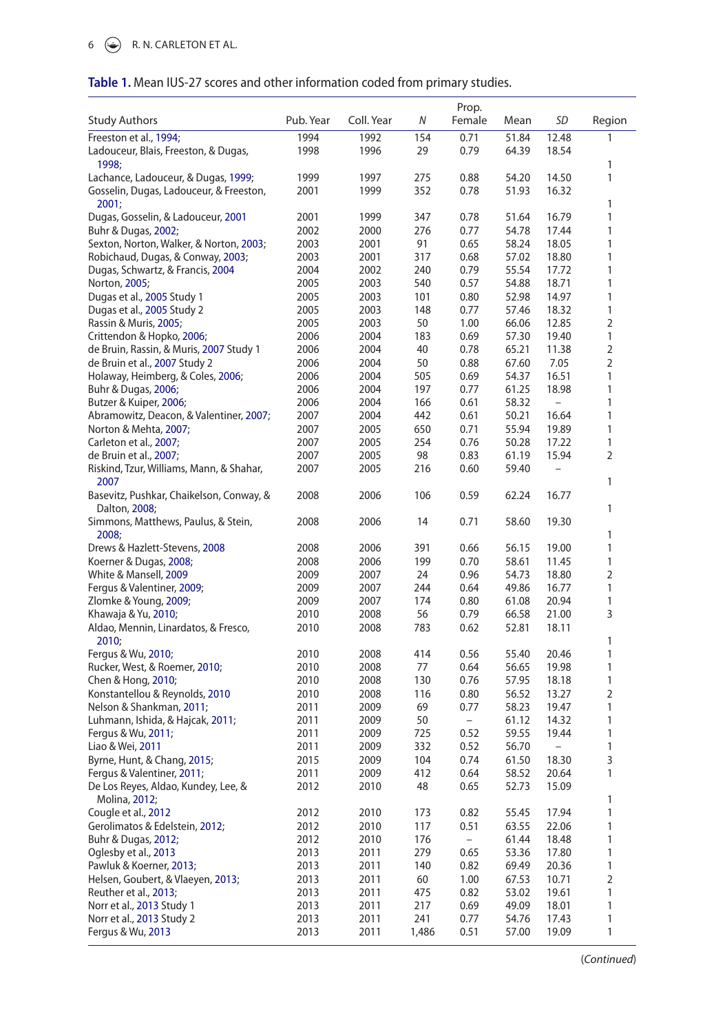**Table 1.** Mean IUS-27 scores and other information coded from primary studies.

| Study Authors | Pub. Year | Coll. Year | N | Prop. Female | Mean | SD | Region |
|---|---|---|---|---|---|---|---|
| Freeston et al., 1994; | 1994 | 1992 | 154 | 0.71 | 51.84 | 12.48 | 1 |
| Ladouceur, Blais, Freeston, & Dugas, 1998; | 1998 | 1996 | 29 | 0.79 | 64.39 | 18.54 | 1 |
| Lachance, Ladouceur, & Dugas, 1999; | 1999 | 1997 | 275 | 0.88 | 54.20 | 14.50 | 1 |
| Gosselin, Dugas, Ladouceur, & Freeston, 2001; | 2001 | 1999 | 352 | 0.78 | 51.93 | 16.32 | 1 |
| Dugas, Gosselin, & Ladouceur, 2001 | 2001 | 1999 | 347 | 0.78 | 51.64 | 16.79 | 1 |
| Buhr & Dugas, 2002; | 2002 | 2000 | 276 | 0.77 | 54.78 | 17.44 | 1 |
| Sexton, Norton, Walker, & Norton, 2003; | 2003 | 2001 | 91 | 0.65 | 58.24 | 18.05 | 1 |
| Robichaud, Dugas, & Conway, 2003; | 2003 | 2001 | 317 | 0.68 | 57.02 | 18.80 | 1 |
| Dugas, Schwartz, & Francis, 2004 | 2004 | 2002 | 240 | 0.79 | 55.54 | 17.72 | 1 |
| Norton, 2005; | 2005 | 2003 | 540 | 0.57 | 54.88 | 18.71 | 1 |
| Dugas et al., 2005 Study 1 | 2005 | 2003 | 101 | 0.80 | 52.98 | 14.97 | 1 |
| Dugas et al., 2005 Study 2 | 2005 | 2003 | 148 | 0.77 | 57.46 | 18.32 | 1 |
| Rassin & Muris, 2005; | 2005 | 2003 | 50 | 1.00 | 66.06 | 12.85 | 2 |
| Crittendon & Hopko, 2006; | 2006 | 2004 | 183 | 0.69 | 57.30 | 19.40 | 1 |
| de Bruin, Rassin, & Muris, 2007 Study 1 | 2006 | 2004 | 40 | 0.78 | 65.21 | 11.38 | 2 |
| de Bruin et al., 2007 Study 2 | 2006 | 2004 | 50 | 0.88 | 67.60 | 7.05 | 2 |
| Holaway, Heimberg, & Coles, 2006; | 2006 | 2004 | 505 | 0.69 | 54.37 | 16.51 | 1 |
| Buhr & Dugas, 2006; | 2006 | 2004 | 197 | 0.77 | 61.25 | 18.98 | 1 |
| Butzer & Kuiper, 2006; | 2006 | 2004 | 166 | 0.61 | 58.32 | – | 1 |
| Abramowitz, Deacon, & Valentiner, 2007; | 2007 | 2004 | 442 | 0.61 | 50.21 | 16.64 | 1 |
| Norton & Mehta, 2007; | 2007 | 2005 | 650 | 0.71 | 55.94 | 19.89 | 1 |
| Carleton et al., 2007; | 2007 | 2005 | 254 | 0.76 | 50.28 | 17.22 | 1 |
| de Bruin et al., 2007; | 2007 | 2005 | 98 | 0.83 | 61.19 | 15.94 | 2 |
| Riskind, Tzur, Williams, Mann, & Shahar, 2007 | 2007 | 2005 | 216 | 0.60 | 59.40 | – | 1 |
| Basevitz, Pushkar, Chaikelson, Conway, & Dalton, 2008; | 2008 | 2006 | 106 | 0.59 | 62.24 | 16.77 | 1 |
| Simmons, Matthews, Paulus, & Stein, 2008; | 2008 | 2006 | 14 | 0.71 | 58.60 | 19.30 | 1 |
| Drews & Hazlett-Stevens, 2008 | 2008 | 2006 | 391 | 0.66 | 56.15 | 19.00 | 1 |
| Koerner & Dugas, 2008; | 2008 | 2006 | 199 | 0.70 | 58.61 | 11.45 | 1 |
| White & Mansell, 2009 | 2009 | 2007 | 24 | 0.96 | 54.73 | 18.80 | 2 |
| Fergus & Valentiner, 2009; | 2009 | 2007 | 244 | 0.64 | 49.86 | 16.77 | 1 |
| Zlomke & Young, 2009; | 2009 | 2007 | 174 | 0.80 | 61.08 | 20.94 | 1 |
| Khawaja & Yu, 2010; | 2010 | 2008 | 56 | 0.79 | 66.58 | 21.00 | 3 |
| Aldao, Mennin, Linardatos, & Fresco, 2010; | 2010 | 2008 | 783 | 0.62 | 52.81 | 18.11 | 1 |
| Fergus & Wu, 2010; | 2010 | 2008 | 414 | 0.56 | 55.40 | 20.46 | 1 |
| Rucker, West, & Roemer, 2010; | 2010 | 2008 | 77 | 0.64 | 56.65 | 19.98 | 1 |
| Chen & Hong, 2010; | 2010 | 2008 | 130 | 0.76 | 57.95 | 18.18 | 1 |
| Konstantellou & Reynolds, 2010 | 2010 | 2008 | 116 | 0.80 | 56.52 | 13.27 | 2 |
| Nelson & Shankman, 2011; | 2011 | 2009 | 69 | 0.77 | 58.23 | 19.47 | 1 |
| Luhmann, Ishida, & Hajcak, 2011; | 2011 | 2009 | 50 | – | 61.12 | 14.32 | 1 |
| Fergus & Wu, 2011; | 2011 | 2009 | 725 | 0.52 | 59.55 | 19.44 | 1 |
| Liao & Wei, 2011 | 2011 | 2009 | 332 | 0.52 | 56.70 | – | 1 |
| Byrne, Hunt, & Chang, 2015; | 2015 | 2009 | 104 | 0.74 | 61.50 | 18.30 | 3 |
| Fergus & Valentiner, 2011; | 2011 | 2009 | 412 | 0.64 | 58.52 | 20.64 | 1 |
| De Los Reyes, Aldao, Kundey, Lee, & Molina, 2012; | 2012 | 2010 | 48 | 0.65 | 52.73 | 15.09 | 1 |
| Cougle et al., 2012 | 2012 | 2010 | 173 | 0.82 | 55.45 | 17.94 | 1 |
| Gerolimatos & Edelstein, 2012; | 2012 | 2010 | 117 | 0.51 | 63.55 | 22.06 | 1 |
| Buhr & Dugas, 2012; | 2012 | 2010 | 176 | – | 61.44 | 18.48 | 1 |
| Oglesby et al., 2013 | 2013 | 2011 | 279 | 0.65 | 53.36 | 17.80 | 1 |
| Pawluk & Koerner, 2013; | 2013 | 2011 | 140 | 0.82 | 69.49 | 20.36 | 1 |
| Helsen, Goubert, & Vlaeyen, 2013; | 2013 | 2011 | 60 | 1.00 | 67.53 | 10.71 | 2 |
| Reuther et al., 2013; | 2013 | 2011 | 475 | 0.82 | 53.02 | 19.61 | 1 |
| Norr et al., 2013 Study 1 | 2013 | 2011 | 217 | 0.69 | 49.09 | 18.01 | 1 |
| Norr et al., 2013 Study 2 | 2013 | 2011 | 241 | 0.77 | 54.76 | 17.43 | 1 |
| Fergus & Wu, 2013 | 2013 | 2011 | 1,486 | 0.51 | 57.00 | 19.09 | 1 |

(*Continued*)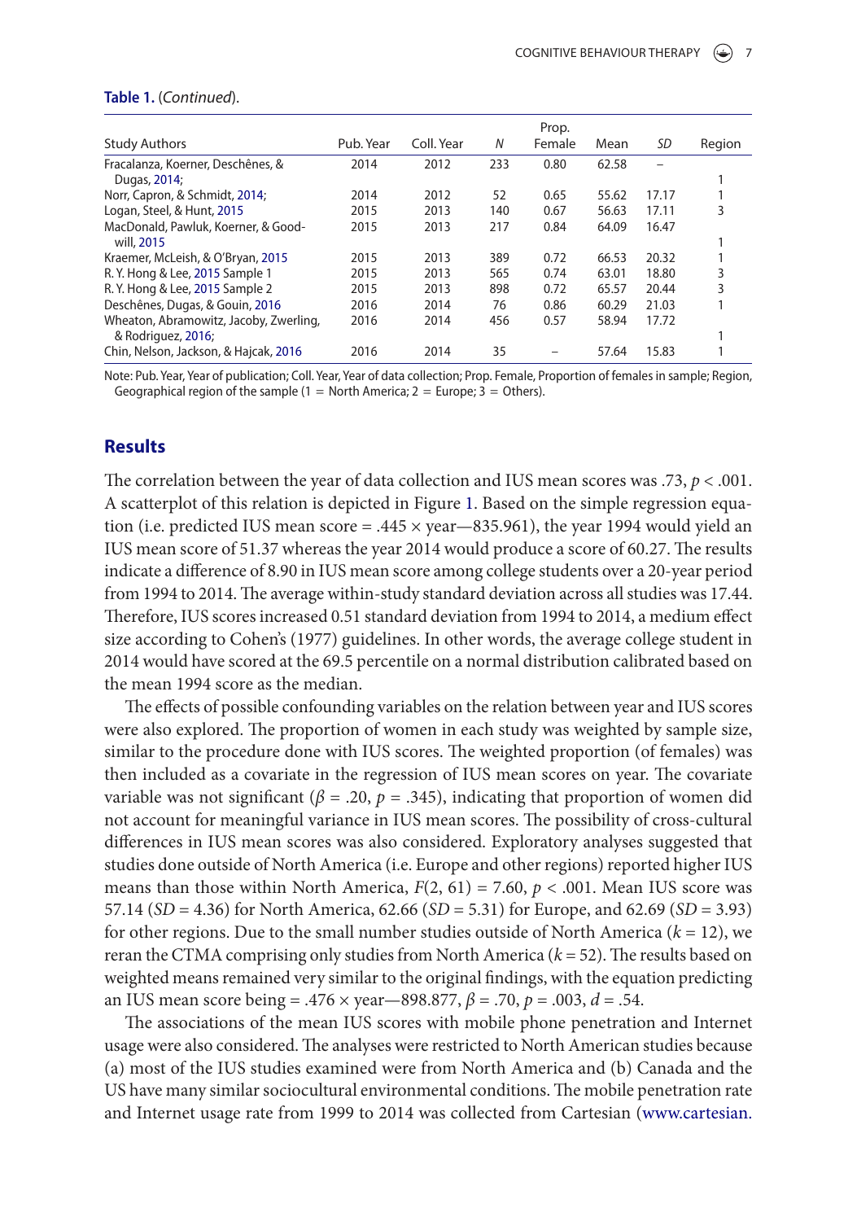Table 1. (*Continued*).

| Study Authors | Pub. Year | Coll. Year | *N* | Prop. Female | Mean | *SD* | Region |
|---|---|---|---|---|---|---|---|
| Fracalanza, Koerner, Deschênes, & Dugas, 2014; | 2014 | 2012 | 233 | 0.80 | 62.58 | – | 1 |
| Norr, Capron, & Schmidt, 2014; | 2014 | 2012 | 52 | 0.65 | 55.62 | 17.17 | 1 |
| Logan, Steel, & Hunt, 2015 | 2015 | 2013 | 140 | 0.67 | 56.63 | 17.11 | 3 |
| MacDonald, Pawluk, Koerner, & Goodwill, 2015 | 2015 | 2013 | 217 | 0.84 | 64.09 | 16.47 | 1 |
| Kraemer, McLeish, & O'Bryan, 2015 | 2015 | 2013 | 389 | 0.72 | 66.53 | 20.32 | 1 |
| R. Y. Hong & Lee, 2015 Sample 1 | 2015 | 2013 | 565 | 0.74 | 63.01 | 18.80 | 3 |
| R. Y. Hong & Lee, 2015 Sample 2 | 2015 | 2013 | 898 | 0.72 | 65.57 | 20.44 | 3 |
| Deschênes, Dugas, & Gouin, 2016 | 2016 | 2014 | 76 | 0.86 | 60.29 | 21.03 | 1 |
| Wheaton, Abramowitz, Jacoby, Zwerling, & Rodriguez, 2016; | 2016 | 2014 | 456 | 0.57 | 58.94 | 17.72 | 1 |
| Chin, Nelson, Jackson, & Hajcak, 2016 | 2016 | 2014 | 35 | – | 57.64 | 15.83 | 1 |

Note: Pub. Year, Year of publication; Coll. Year, Year of data collection; Prop. Female, Proportion of females in sample; Region, Geographical region of the sample (1 = North America; 2 = Europe; 3 = Others).

## Results

The correlation between the year of data collection and IUS mean scores was .73, $p < .001$. A scatterplot of this relation is depicted in Figure 1. Based on the simple regression equation (i.e. predicted IUS mean score = .445 × year—835.961), the year 1994 would yield an IUS mean score of 51.37 whereas the year 2014 would produce a score of 60.27. The results indicate a difference of 8.90 in IUS mean score among college students over a 20-year period from 1994 to 2014. The average within-study standard deviation across all studies was 17.44. Therefore, IUS scores increased 0.51 standard deviation from 1994 to 2014, a medium effect size according to Cohen's (1977) guidelines. In other words, the average college student in 2014 would have scored at the 69.5 percentile on a normal distribution calibrated based on the mean 1994 score as the median.

The effects of possible confounding variables on the relation between year and IUS scores were also explored. The proportion of women in each study was weighted by sample size, similar to the procedure done with IUS scores. The weighted proportion (of females) was then included as a covariate in the regression of IUS mean scores on year. The covariate variable was not significant ($\beta = .20$, $p = .345$), indicating that proportion of women did not account for meaningful variance in IUS mean scores. The possibility of cross-cultural differences in IUS mean scores was also considered. Exploratory analyses suggested that studies done outside of North America (i.e. Europe and other regions) reported higher IUS means than those within North America, $F(2, 61) = 7.60$, $p < .001$. Mean IUS score was 57.14 ($SD = 4.36$) for North America, 62.66 ($SD = 5.31$) for Europe, and 62.69 ($SD = 3.93$) for other regions. Due to the small number studies outside of North America ($k = 12$), we reran the CTMA comprising only studies from North America ($k = 52$). The results based on weighted means remained very similar to the original findings, with the equation predicting an IUS mean score being = .476 × year—898.877, $\beta = .70$, $p = .003$, $d = .54$.

The associations of the mean IUS scores with mobile phone penetration and Internet usage were also considered. The analyses were restricted to North American studies because (a) most of the IUS studies examined were from North America and (b) Canada and the US have many similar sociocultural environmental conditions. The mobile penetration rate and Internet usage rate from 1999 to 2014 was collected from Cartesian (www.cartesian.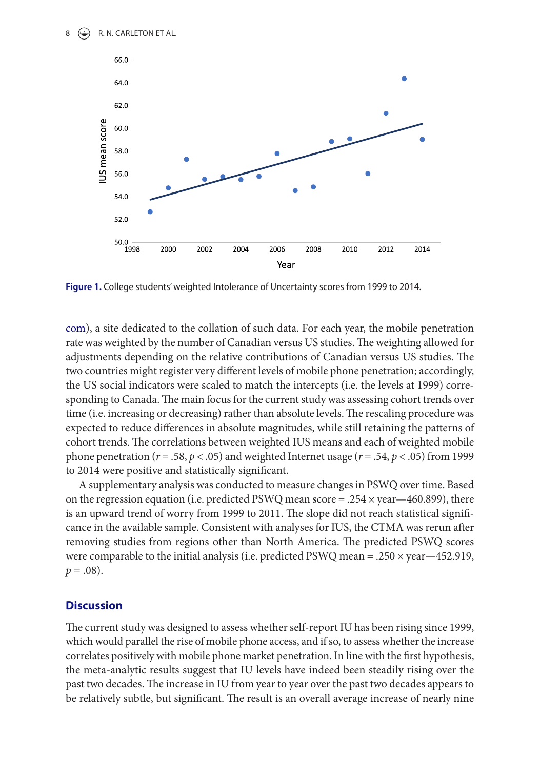Figure 1. College students' weighted Intolerance of Uncertainty scores from 1999 to 2014.

com), a site dedicated to the collation of such data. For each year, the mobile penetration rate was weighted by the number of Canadian versus US studies. The weighting allowed for adjustments depending on the relative contributions of Canadian versus US studies. The two countries might register very different levels of mobile phone penetration; accordingly, the US social indicators were scaled to match the intercepts (i.e. the levels at 1999) corresponding to Canada. The main focus for the current study was assessing cohort trends over time (i.e. increasing or decreasing) rather than absolute levels. The rescaling procedure was expected to reduce differences in absolute magnitudes, while still retaining the patterns of cohort trends. The correlations between weighted IUS means and each of weighted mobile phone penetration ($r = .58$, $p < .05$) and weighted Internet usage ($r = .54$, $p < .05$) from 1999 to 2014 were positive and statistically significant.

A supplementary analysis was conducted to measure changes in PSWQ over time. Based on the regression equation (i.e. predicted PSWQ mean score = $.254 \times$ year—460.899), there is an upward trend of worry from 1999 to 2011. The slope did not reach statistical significance in the available sample. Consistent with analyses for IUS, the CTMA was rerun after removing studies from regions other than North America. The predicted PSWQ scores were comparable to the initial analysis (i.e. predicted PSWQ mean = $.250 \times$ year—452.919, $p = .08$).

## Discussion

The current study was designed to assess whether self-report IU has been rising since 1999, which would parallel the rise of mobile phone access, and if so, to assess whether the increase correlates positively with mobile phone market penetration. In line with the first hypothesis, the meta-analytic results suggest that IU levels have indeed been steadily rising over the past two decades. The increase in IU from year to year over the past two decades appears to be relatively subtle, but significant. The result is an overall average increase of nearly nine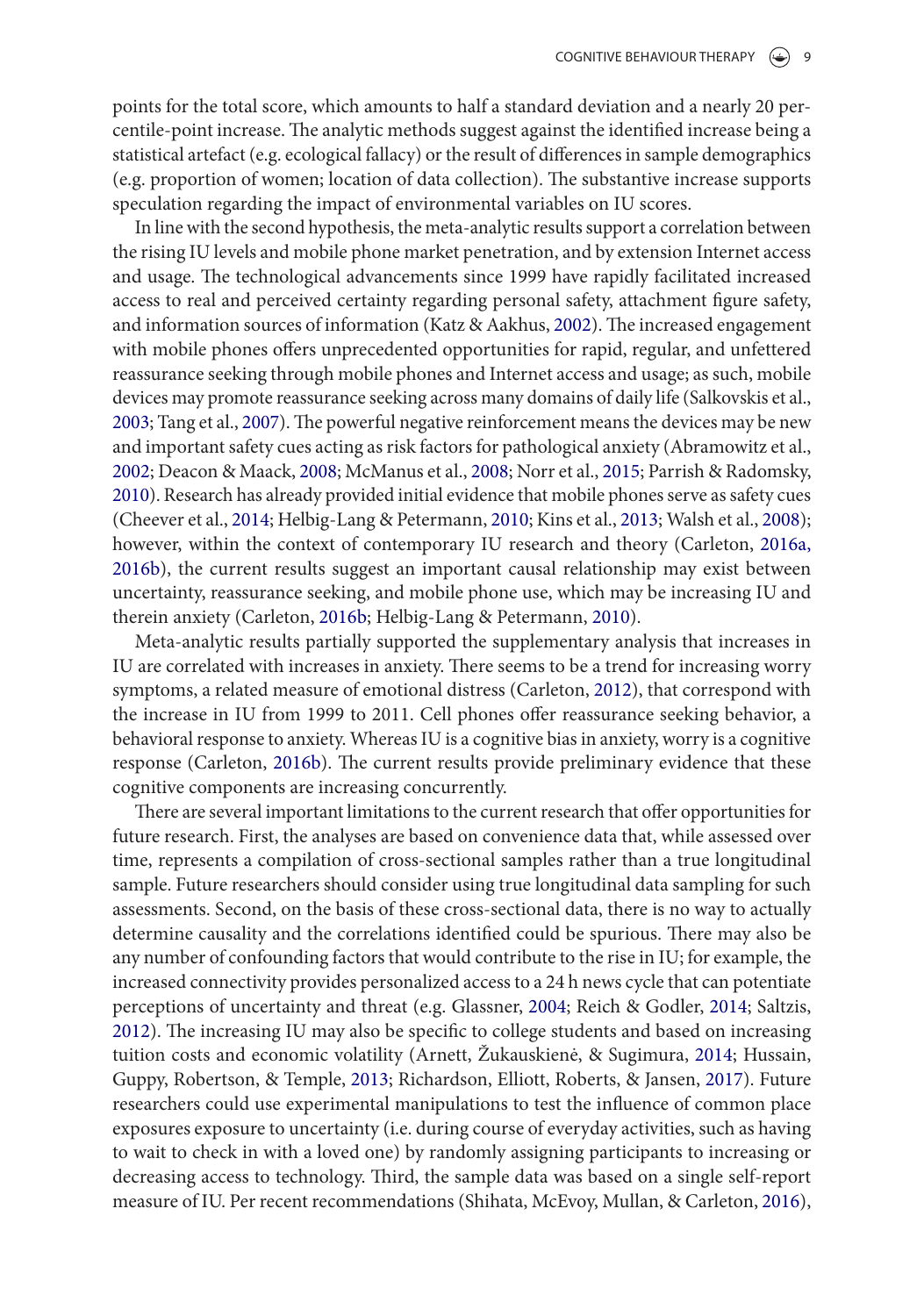points for the total score, which amounts to half a standard deviation and a nearly 20 percentile-point increase. The analytic methods suggest against the identified increase being a statistical artefact (e.g. ecological fallacy) or the result of differences in sample demographics (e.g. proportion of women; location of data collection). The substantive increase supports speculation regarding the impact of environmental variables on IU scores.

In line with the second hypothesis, the meta-analytic results support a correlation between the rising IU levels and mobile phone market penetration, and by extension Internet access and usage. The technological advancements since 1999 have rapidly facilitated increased access to real and perceived certainty regarding personal safety, attachment figure safety, and information sources of information (Katz & Aakhus, 2002). The increased engagement with mobile phones offers unprecedented opportunities for rapid, regular, and unfettered reassurance seeking through mobile phones and Internet access and usage; as such, mobile devices may promote reassurance seeking across many domains of daily life (Salkovskis et al., 2003; Tang et al., 2007). The powerful negative reinforcement means the devices may be new and important safety cues acting as risk factors for pathological anxiety (Abramowitz et al., 2002; Deacon & Maack, 2008; McManus et al., 2008; Norr et al., 2015; Parrish & Radomsky, 2010). Research has already provided initial evidence that mobile phones serve as safety cues (Cheever et al., 2014; Helbig-Lang & Petermann, 2010; Kins et al., 2013; Walsh et al., 2008); however, within the context of contemporary IU research and theory (Carleton, 2016a, 2016b), the current results suggest an important causal relationship may exist between uncertainty, reassurance seeking, and mobile phone use, which may be increasing IU and therein anxiety (Carleton, 2016b; Helbig-Lang & Petermann, 2010).

Meta-analytic results partially supported the supplementary analysis that increases in IU are correlated with increases in anxiety. There seems to be a trend for increasing worry symptoms, a related measure of emotional distress (Carleton, 2012), that correspond with the increase in IU from 1999 to 2011. Cell phones offer reassurance seeking behavior, a behavioral response to anxiety. Whereas IU is a cognitive bias in anxiety, worry is a cognitive response (Carleton, 2016b). The current results provide preliminary evidence that these cognitive components are increasing concurrently.

There are several important limitations to the current research that offer opportunities for future research. First, the analyses are based on convenience data that, while assessed over time, represents a compilation of cross-sectional samples rather than a true longitudinal sample. Future researchers should consider using true longitudinal data sampling for such assessments. Second, on the basis of these cross-sectional data, there is no way to actually determine causality and the correlations identified could be spurious. There may also be any number of confounding factors that would contribute to the rise in IU; for example, the increased connectivity provides personalized access to a 24 h news cycle that can potentiate perceptions of uncertainty and threat (e.g. Glassner, 2004; Reich & Godler, 2014; Saltzis, 2012). The increasing IU may also be specific to college students and based on increasing tuition costs and economic volatility (Arnett, Žukauskienė, & Sugimura, 2014; Hussain, Guppy, Robertson, & Temple, 2013; Richardson, Elliott, Roberts, & Jansen, 2017). Future researchers could use experimental manipulations to test the influence of common place exposures exposure to uncertainty (i.e. during course of everyday activities, such as having to wait to check in with a loved one) by randomly assigning participants to increasing or decreasing access to technology. Third, the sample data was based on a single self-report measure of IU. Per recent recommendations (Shihata, McEvoy, Mullan, & Carleton, 2016),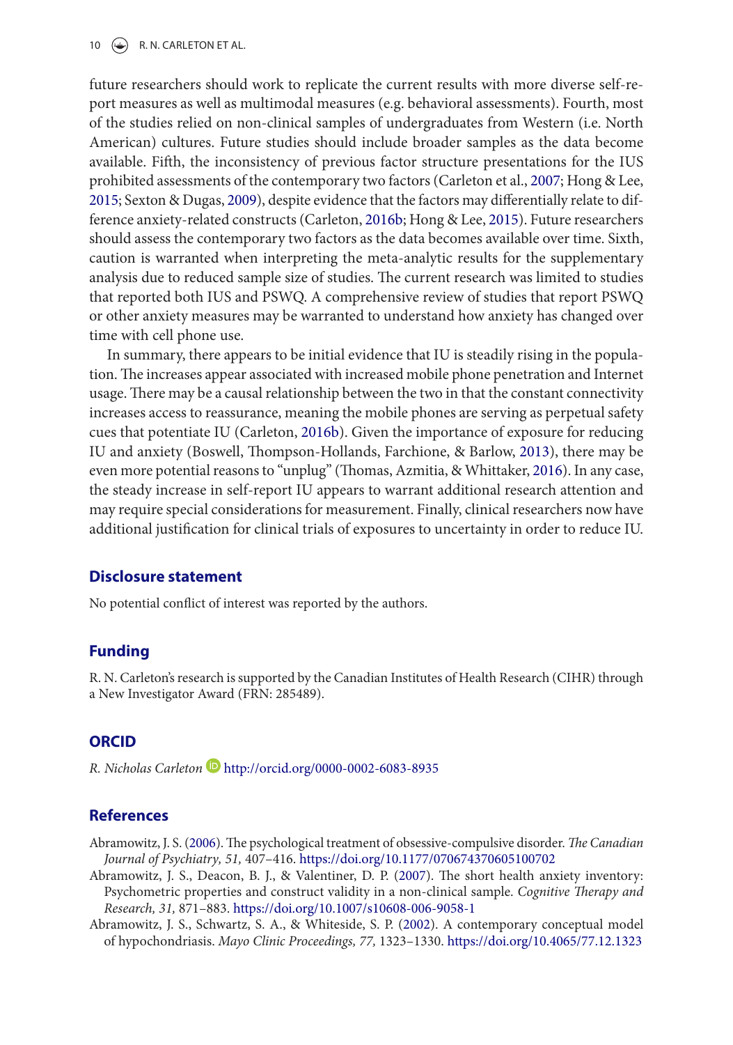future researchers should work to replicate the current results with more diverse self-report measures as well as multimodal measures (e.g. behavioral assessments). Fourth, most of the studies relied on non-clinical samples of undergraduates from Western (i.e. North American) cultures. Future studies should include broader samples as the data become available. Fifth, the inconsistency of previous factor structure presentations for the IUS prohibited assessments of the contemporary two factors (Carleton et al., 2007; Hong & Lee, 2015; Sexton & Dugas, 2009), despite evidence that the factors may differentially relate to difference anxiety-related constructs (Carleton, 2016b; Hong & Lee, 2015). Future researchers should assess the contemporary two factors as the data becomes available over time. Sixth, caution is warranted when interpreting the meta-analytic results for the supplementary analysis due to reduced sample size of studies. The current research was limited to studies that reported both IUS and PSWQ. A comprehensive review of studies that report PSWQ or other anxiety measures may be warranted to understand how anxiety has changed over time with cell phone use.

In summary, there appears to be initial evidence that IU is steadily rising in the population. The increases appear associated with increased mobile phone penetration and Internet usage. There may be a causal relationship between the two in that the constant connectivity increases access to reassurance, meaning the mobile phones are serving as perpetual safety cues that potentiate IU (Carleton, 2016b). Given the importance of exposure for reducing IU and anxiety (Boswell, Thompson-Hollands, Farchione, & Barlow, 2013), there may be even more potential reasons to "unplug" (Thomas, Azmitia, & Whittaker, 2016). In any case, the steady increase in self-report IU appears to warrant additional research attention and may require special considerations for measurement. Finally, clinical researchers now have additional justification for clinical trials of exposures to uncertainty in order to reduce IU.

## Disclosure statement

No potential conflict of interest was reported by the authors.

## Funding

R. N. Carleton's research is supported by the Canadian Institutes of Health Research (CIHR) through a New Investigator Award (FRN: 285489).

## ORCID

*R. Nicholas Carleton* http://orcid.org/0000-0002-6083-8935

## References

Abramowitz, J. S. (2006). The psychological treatment of obsessive-compulsive disorder. *The Canadian Journal of Psychiatry, 51,* 407–416. https://doi.org/10.1177/070674370605100702

Abramowitz, J. S., Deacon, B. J., & Valentiner, D. P. (2007). The short health anxiety inventory: Psychometric properties and construct validity in a non-clinical sample. *Cognitive Therapy and Research, 31,* 871–883. https://doi.org/10.1007/s10608-006-9058-1

Abramowitz, J. S., Schwartz, S. A., & Whiteside, S. P. (2002). A contemporary conceptual model of hypochondriasis. *Mayo Clinic Proceedings, 77,* 1323–1330. https://doi.org/10.4065/77.12.1323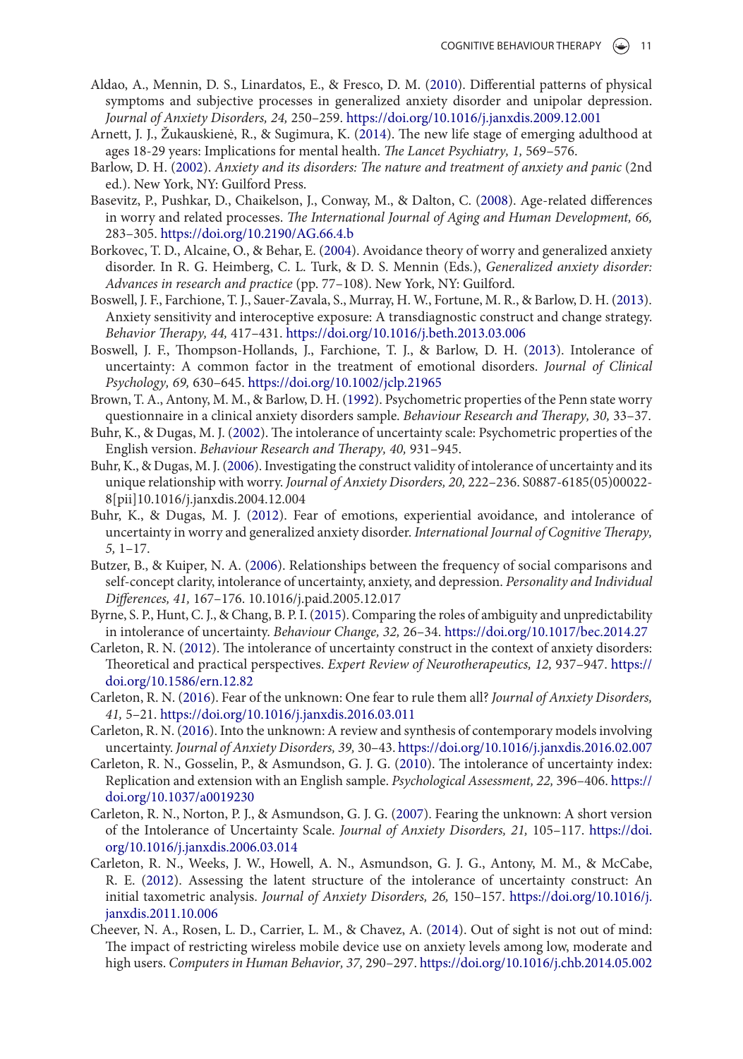Aldao, A., Mennin, D. S., Linardatos, E., & Fresco, D. M. (2010). Differential patterns of physical symptoms and subjective processes in generalized anxiety disorder and unipolar depression. *Journal of Anxiety Disorders, 24,* 250–259. https://doi.org/10.1016/j.janxdis.2009.12.001

Arnett, J. J., Žukauskienė, R., & Sugimura, K. (2014). The new life stage of emerging adulthood at ages 18-29 years: Implications for mental health. *The Lancet Psychiatry, 1,* 569–576.

Barlow, D. H. (2002). *Anxiety and its disorders: The nature and treatment of anxiety and panic* (2nd ed.). New York, NY: Guilford Press.

Basevitz, P., Pushkar, D., Chaikelson, J., Conway, M., & Dalton, C. (2008). Age-related differences in worry and related processes. *The International Journal of Aging and Human Development, 66,* 283–305. https://doi.org/10.2190/AG.66.4.b

Borkovec, T. D., Alcaine, O., & Behar, E. (2004). Avoidance theory of worry and generalized anxiety disorder. In R. G. Heimberg, C. L. Turk, & D. S. Mennin (Eds.), *Generalized anxiety disorder: Advances in research and practice* (pp. 77–108). New York, NY: Guilford.

Boswell, J. F., Farchione, T. J., Sauer-Zavala, S., Murray, H. W., Fortune, M. R., & Barlow, D. H. (2013). Anxiety sensitivity and interoceptive exposure: A transdiagnostic construct and change strategy. *Behavior Therapy, 44,* 417–431. https://doi.org/10.1016/j.beth.2013.03.006

Boswell, J. F., Thompson-Hollands, J., Farchione, T. J., & Barlow, D. H. (2013). Intolerance of uncertainty: A common factor in the treatment of emotional disorders. *Journal of Clinical Psychology, 69,* 630–645. https://doi.org/10.1002/jclp.21965

Brown, T. A., Antony, M. M., & Barlow, D. H. (1992). Psychometric properties of the Penn state worry questionnaire in a clinical anxiety disorders sample. *Behaviour Research and Therapy, 30,* 33–37.

Buhr, K., & Dugas, M. J. (2002). The intolerance of uncertainty scale: Psychometric properties of the English version. *Behaviour Research and Therapy, 40,* 931–945.

Buhr, K., & Dugas, M. J. (2006). Investigating the construct validity of intolerance of uncertainty and its unique relationship with worry. *Journal of Anxiety Disorders, 20,* 222–236. S0887-6185(05)00022-8[pii]10.1016/j.janxdis.2004.12.004

Buhr, K., & Dugas, M. J. (2012). Fear of emotions, experiential avoidance, and intolerance of uncertainty in worry and generalized anxiety disorder. *International Journal of Cognitive Therapy, 5,* 1–17.

Butzer, B., & Kuiper, N. A. (2006). Relationships between the frequency of social comparisons and self-concept clarity, intolerance of uncertainty, anxiety, and depression. *Personality and Individual Differences, 41,* 167–176. 10.1016/j.paid.2005.12.017

Byrne, S. P., Hunt, C. J., & Chang, B. P. I. (2015). Comparing the roles of ambiguity and unpredictability in intolerance of uncertainty. *Behaviour Change, 32,* 26–34. https://doi.org/10.1017/bec.2014.27

Carleton, R. N. (2012). The intolerance of uncertainty construct in the context of anxiety disorders: Theoretical and practical perspectives. *Expert Review of Neurotherapeutics, 12,* 937–947. https://doi.org/10.1586/ern.12.82

Carleton, R. N. (2016). Fear of the unknown: One fear to rule them all? *Journal of Anxiety Disorders, 41,* 5–21. https://doi.org/10.1016/j.janxdis.2016.03.011

Carleton, R. N. (2016). Into the unknown: A review and synthesis of contemporary models involving uncertainty. *Journal of Anxiety Disorders, 39,* 30–43. https://doi.org/10.1016/j.janxdis.2016.02.007

Carleton, R. N., Gosselin, P., & Asmundson, G. J. G. (2010). The intolerance of uncertainty index: Replication and extension with an English sample. *Psychological Assessment, 22,* 396–406. https://doi.org/10.1037/a0019230

Carleton, R. N., Norton, P. J., & Asmundson, G. J. G. (2007). Fearing the unknown: A short version of the Intolerance of Uncertainty Scale. *Journal of Anxiety Disorders, 21,* 105–117. https://doi.org/10.1016/j.janxdis.2006.03.014

Carleton, R. N., Weeks, J. W., Howell, A. N., Asmundson, G. J. G., Antony, M. M., & McCabe, R. E. (2012). Assessing the latent structure of the intolerance of uncertainty construct: An initial taxometric analysis. *Journal of Anxiety Disorders, 26,* 150–157. https://doi.org/10.1016/j.janxdis.2011.10.006

Cheever, N. A., Rosen, L. D., Carrier, L. M., & Chavez, A. (2014). Out of sight is not out of mind: The impact of restricting wireless mobile device use on anxiety levels among low, moderate and high users. *Computers in Human Behavior, 37,* 290–297. https://doi.org/10.1016/j.chb.2014.05.002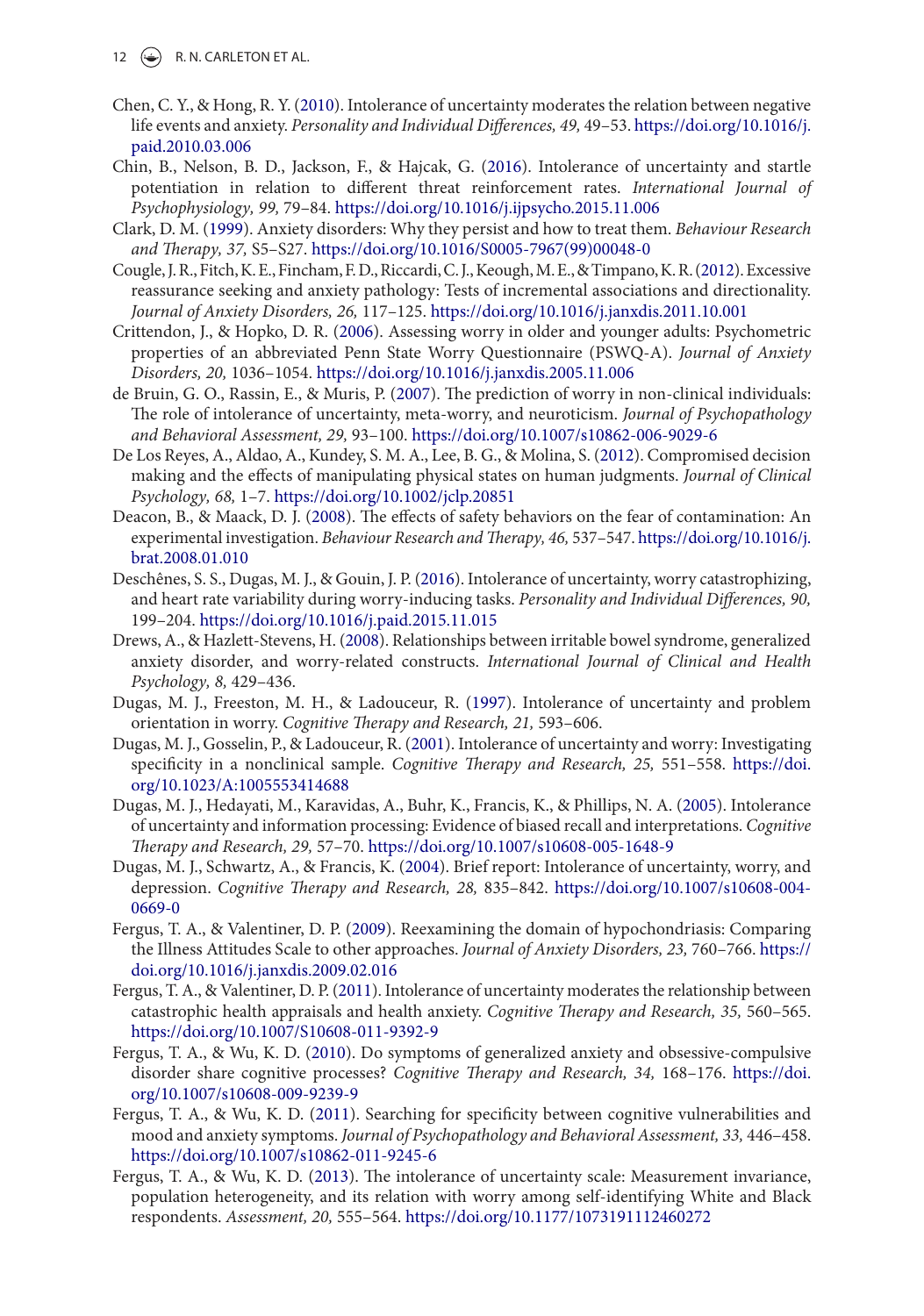Chen, C. Y., & Hong, R. Y. (2010). Intolerance of uncertainty moderates the relation between negative life events and anxiety. *Personality and Individual Differences, 49,* 49–53. https://doi.org/10.1016/j.paid.2010.03.006

Chin, B., Nelson, B. D., Jackson, F., & Hajcak, G. (2016). Intolerance of uncertainty and startle potentiation in relation to different threat reinforcement rates. *International Journal of Psychophysiology, 99,* 79–84. https://doi.org/10.1016/j.ijpsycho.2015.11.006

Clark, D. M. (1999). Anxiety disorders: Why they persist and how to treat them. *Behaviour Research and Therapy, 37,* S5–S27. https://doi.org/10.1016/S0005-7967(99)00048-0

Cougle, J. R., Fitch, K. E., Fincham, F. D., Riccardi, C. J., Keough, M. E., & Timpano, K. R. (2012). Excessive reassurance seeking and anxiety pathology: Tests of incremental associations and directionality. *Journal of Anxiety Disorders, 26,* 117–125. https://doi.org/10.1016/j.janxdis.2011.10.001

Crittendon, J., & Hopko, D. R. (2006). Assessing worry in older and younger adults: Psychometric properties of an abbreviated Penn State Worry Questionnaire (PSWQ-A). *Journal of Anxiety Disorders, 20,* 1036–1054. https://doi.org/10.1016/j.janxdis.2005.11.006

de Bruin, G. O., Rassin, E., & Muris, P. (2007). The prediction of worry in non-clinical individuals: The role of intolerance of uncertainty, meta-worry, and neuroticism. *Journal of Psychopathology and Behavioral Assessment, 29,* 93–100. https://doi.org/10.1007/s10862-006-9029-6

De Los Reyes, A., Aldao, A., Kundey, S. M. A., Lee, B. G., & Molina, S. (2012). Compromised decision making and the effects of manipulating physical states on human judgments. *Journal of Clinical Psychology, 68,* 1–7. https://doi.org/10.1002/jclp.20851

Deacon, B., & Maack, D. J. (2008). The effects of safety behaviors on the fear of contamination: An experimental investigation. *Behaviour Research and Therapy, 46,* 537–547. https://doi.org/10.1016/j.brat.2008.01.010

Deschênes, S. S., Dugas, M. J., & Gouin, J. P. (2016). Intolerance of uncertainty, worry catastrophizing, and heart rate variability during worry-inducing tasks. *Personality and Individual Differences, 90,* 199–204. https://doi.org/10.1016/j.paid.2015.11.015

Drews, A., & Hazlett-Stevens, H. (2008). Relationships between irritable bowel syndrome, generalized anxiety disorder, and worry-related constructs. *International Journal of Clinical and Health Psychology, 8,* 429–436.

Dugas, M. J., Freeston, M. H., & Ladouceur, R. (1997). Intolerance of uncertainty and problem orientation in worry. *Cognitive Therapy and Research, 21,* 593–606.

Dugas, M. J., Gosselin, P., & Ladouceur, R. (2001). Intolerance of uncertainty and worry: Investigating specificity in a nonclinical sample. *Cognitive Therapy and Research, 25,* 551–558. https://doi.org/10.1023/A:1005553414688

Dugas, M. J., Hedayati, M., Karavidas, A., Buhr, K., Francis, K., & Phillips, N. A. (2005). Intolerance of uncertainty and information processing: Evidence of biased recall and interpretations. *Cognitive Therapy and Research, 29,* 57–70. https://doi.org/10.1007/s10608-005-1648-9

Dugas, M. J., Schwartz, A., & Francis, K. (2004). Brief report: Intolerance of uncertainty, worry, and depression. *Cognitive Therapy and Research, 28,* 835–842. https://doi.org/10.1007/s10608-004-0669-0

Fergus, T. A., & Valentiner, D. P. (2009). Reexamining the domain of hypochondriasis: Comparing the Illness Attitudes Scale to other approaches. *Journal of Anxiety Disorders, 23,* 760–766. https://doi.org/10.1016/j.janxdis.2009.02.016

Fergus, T. A., & Valentiner, D. P. (2011). Intolerance of uncertainty moderates the relationship between catastrophic health appraisals and health anxiety. *Cognitive Therapy and Research, 35,* 560–565. https://doi.org/10.1007/S10608-011-9392-9

Fergus, T. A., & Wu, K. D. (2010). Do symptoms of generalized anxiety and obsessive-compulsive disorder share cognitive processes? *Cognitive Therapy and Research, 34,* 168–176. https://doi.org/10.1007/s10608-009-9239-9

Fergus, T. A., & Wu, K. D. (2011). Searching for specificity between cognitive vulnerabilities and mood and anxiety symptoms. *Journal of Psychopathology and Behavioral Assessment, 33,* 446–458. https://doi.org/10.1007/s10862-011-9245-6

Fergus, T. A., & Wu, K. D. (2013). The intolerance of uncertainty scale: Measurement invariance, population heterogeneity, and its relation with worry among self-identifying White and Black respondents. *Assessment, 20,* 555–564. https://doi.org/10.1177/1073191112460272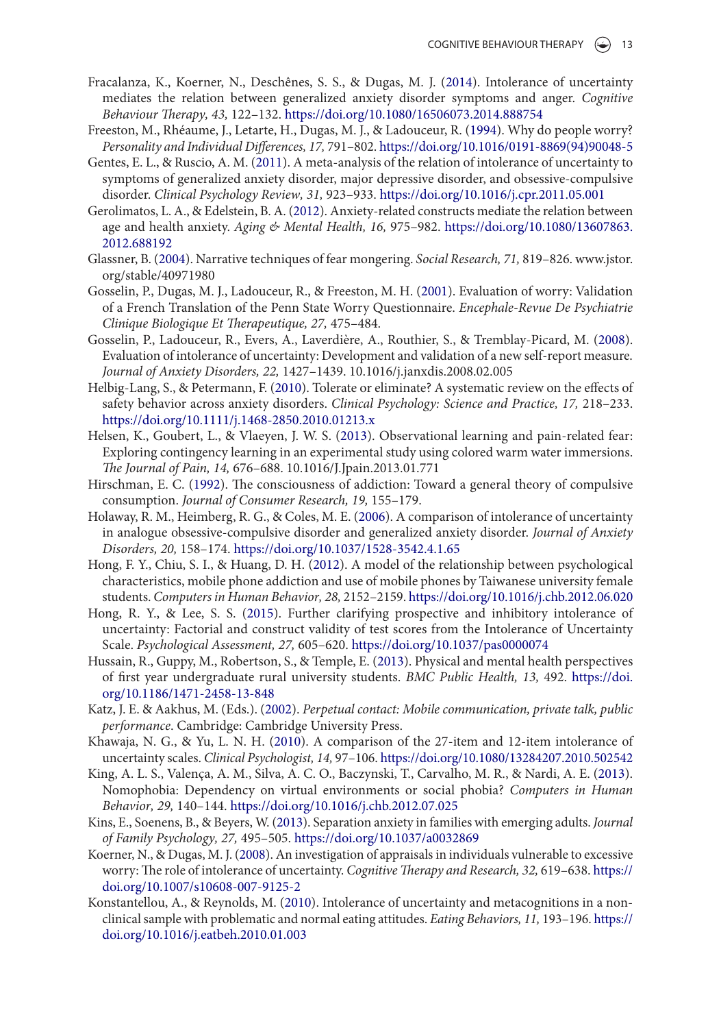Fracalanza, K., Koerner, N., Deschênes, S. S., & Dugas, M. J. (2014). Intolerance of uncertainty mediates the relation between generalized anxiety disorder symptoms and anger. *Cognitive Behaviour Therapy, 43,* 122–132. https://doi.org/10.1080/16506073.2014.888754

Freeston, M., Rhéaume, J., Letarte, H., Dugas, M. J., & Ladouceur, R. (1994). Why do people worry? *Personality and Individual Differences, 17,* 791–802. https://doi.org/10.1016/0191-8869(94)90048-5

Gentes, E. L., & Ruscio, A. M. (2011). A meta-analysis of the relation of intolerance of uncertainty to symptoms of generalized anxiety disorder, major depressive disorder, and obsessive-compulsive disorder. *Clinical Psychology Review, 31,* 923–933. https://doi.org/10.1016/j.cpr.2011.05.001

Gerolimatos, L. A., & Edelstein, B. A. (2012). Anxiety-related constructs mediate the relation between age and health anxiety. *Aging & Mental Health, 16,* 975–982. https://doi.org/10.1080/13607863.2012.688192

Glassner, B. (2004). Narrative techniques of fear mongering. *Social Research, 71,* 819–826. www.jstor.org/stable/40971980

Gosselin, P., Dugas, M. J., Ladouceur, R., & Freeston, M. H. (2001). Evaluation of worry: Validation of a French Translation of the Penn State Worry Questionnaire. *Encephale-Revue De Psychiatrie Clinique Biologique Et Therapeutique, 27,* 475–484.

Gosselin, P., Ladouceur, R., Evers, A., Laverdière, A., Routhier, S., & Tremblay-Picard, M. (2008). Evaluation of intolerance of uncertainty: Development and validation of a new self-report measure. *Journal of Anxiety Disorders, 22,* 1427–1439. 10.1016/j.janxdis.2008.02.005

Helbig-Lang, S., & Petermann, F. (2010). Tolerate or eliminate? A systematic review on the effects of safety behavior across anxiety disorders. *Clinical Psychology: Science and Practice, 17,* 218–233. https://doi.org/10.1111/j.1468-2850.2010.01213.x

Helsen, K., Goubert, L., & Vlaeyen, J. W. S. (2013). Observational learning and pain-related fear: Exploring contingency learning in an experimental study using colored warm water immersions. *The Journal of Pain, 14,* 676–688. 10.1016/J.Jpain.2013.01.771

Hirschman, E. C. (1992). The consciousness of addiction: Toward a general theory of compulsive consumption. *Journal of Consumer Research, 19,* 155–179.

Holaway, R. M., Heimberg, R. G., & Coles, M. E. (2006). A comparison of intolerance of uncertainty in analogue obsessive-compulsive disorder and generalized anxiety disorder. *Journal of Anxiety Disorders, 20,* 158–174. https://doi.org/10.1037/1528-3542.4.1.65

Hong, F. Y., Chiu, S. I., & Huang, D. H. (2012). A model of the relationship between psychological characteristics, mobile phone addiction and use of mobile phones by Taiwanese university female students. *Computers in Human Behavior, 28,* 2152–2159. https://doi.org/10.1016/j.chb.2012.06.020

Hong, R. Y., & Lee, S. S. (2015). Further clarifying prospective and inhibitory intolerance of uncertainty: Factorial and construct validity of test scores from the Intolerance of Uncertainty Scale. *Psychological Assessment, 27,* 605–620. https://doi.org/10.1037/pas0000074

Hussain, R., Guppy, M., Robertson, S., & Temple, E. (2013). Physical and mental health perspectives of first year undergraduate rural university students. *BMC Public Health, 13,* 492. https://doi.org/10.1186/1471-2458-13-848

Katz, J. E. & Aakhus, M. (Eds.). (2002). *Perpetual contact: Mobile communication, private talk, public performance.* Cambridge: Cambridge University Press.

Khawaja, N. G., & Yu, L. N. H. (2010). A comparison of the 27-item and 12-item intolerance of uncertainty scales. *Clinical Psychologist, 14,* 97–106. https://doi.org/10.1080/13284207.2010.502542

King, A. L. S., Valença, A. M., Silva, A. C. O., Baczynski, T., Carvalho, M. R., & Nardi, A. E. (2013). Nomophobia: Dependency on virtual environments or social phobia? *Computers in Human Behavior, 29,* 140–144. https://doi.org/10.1016/j.chb.2012.07.025

Kins, E., Soenens, B., & Beyers, W. (2013). Separation anxiety in families with emerging adults. *Journal of Family Psychology, 27,* 495–505. https://doi.org/10.1037/a0032869

Koerner, N., & Dugas, M. J. (2008). An investigation of appraisals in individuals vulnerable to excessive worry: The role of intolerance of uncertainty. *Cognitive Therapy and Research, 32,* 619–638. https://doi.org/10.1007/s10608-007-9125-2

Konstantellou, A., & Reynolds, M. (2010). Intolerance of uncertainty and metacognitions in a non-clinical sample with problematic and normal eating attitudes. *Eating Behaviors, 11,* 193–196. https://doi.org/10.1016/j.eatbeh.2010.01.003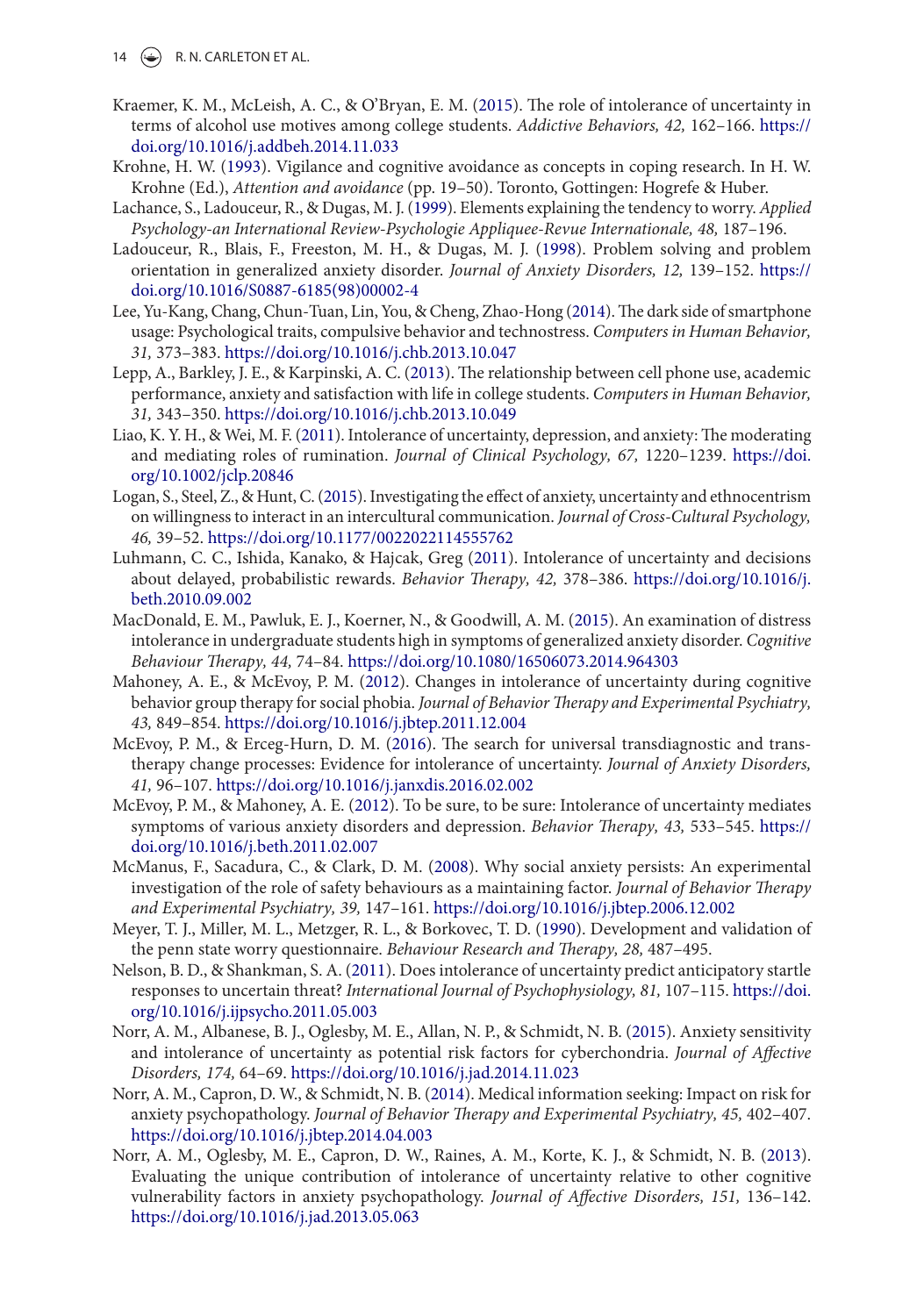Kraemer, K. M., McLeish, A. C., & O'Bryan, E. M. (2015). The role of intolerance of uncertainty in terms of alcohol use motives among college students. *Addictive Behaviors, 42,* 162–166. https://doi.org/10.1016/j.addbeh.2014.11.033

Krohne, H. W. (1993). Vigilance and cognitive avoidance as concepts in coping research. In H. W. Krohne (Ed.), *Attention and avoidance* (pp. 19–50). Toronto, Gottingen: Hogrefe & Huber.

Lachance, S., Ladouceur, R., & Dugas, M. J. (1999). Elements explaining the tendency to worry. *Applied Psychology-an International Review-Psychologie Appliquee-Revue Internationale, 48,* 187–196.

Ladouceur, R., Blais, F., Freeston, M. H., & Dugas, M. J. (1998). Problem solving and problem orientation in generalized anxiety disorder. *Journal of Anxiety Disorders, 12,* 139–152. https://doi.org/10.1016/S0887-6185(98)00002-4

Lee, Yu-Kang, Chang, Chun-Tuan, Lin, You, & Cheng, Zhao-Hong (2014). The dark side of smartphone usage: Psychological traits, compulsive behavior and technostress. *Computers in Human Behavior, 31,* 373–383. https://doi.org/10.1016/j.chb.2013.10.047

Lepp, A., Barkley, J. E., & Karpinski, A. C. (2013). The relationship between cell phone use, academic performance, anxiety and satisfaction with life in college students. *Computers in Human Behavior, 31,* 343–350. https://doi.org/10.1016/j.chb.2013.10.049

Liao, K. Y. H., & Wei, M. F. (2011). Intolerance of uncertainty, depression, and anxiety: The moderating and mediating roles of rumination. *Journal of Clinical Psychology, 67,* 1220–1239. https://doi.org/10.1002/jclp.20846

Logan, S., Steel, Z., & Hunt, C. (2015). Investigating the effect of anxiety, uncertainty and ethnocentrism on willingness to interact in an intercultural communication. *Journal of Cross-Cultural Psychology, 46,* 39–52. https://doi.org/10.1177/0022022114555762

Luhmann, C. C., Ishida, Kanako, & Hajcak, Greg (2011). Intolerance of uncertainty and decisions about delayed, probabilistic rewards. *Behavior Therapy, 42,* 378–386. https://doi.org/10.1016/j.beth.2010.09.002

MacDonald, E. M., Pawluk, E. J., Koerner, N., & Goodwill, A. M. (2015). An examination of distress intolerance in undergraduate students high in symptoms of generalized anxiety disorder. *Cognitive Behaviour Therapy, 44,* 74–84. https://doi.org/10.1080/16506073.2014.964303

Mahoney, A. E., & McEvoy, P. M. (2012). Changes in intolerance of uncertainty during cognitive behavior group therapy for social phobia. *Journal of Behavior Therapy and Experimental Psychiatry, 43,* 849–854. https://doi.org/10.1016/j.jbtep.2011.12.004

McEvoy, P. M., & Erceg-Hurn, D. M. (2016). The search for universal transdiagnostic and trans-therapy change processes: Evidence for intolerance of uncertainty. *Journal of Anxiety Disorders, 41,* 96–107. https://doi.org/10.1016/j.janxdis.2016.02.002

McEvoy, P. M., & Mahoney, A. E. (2012). To be sure, to be sure: Intolerance of uncertainty mediates symptoms of various anxiety disorders and depression. *Behavior Therapy, 43,* 533–545. https://doi.org/10.1016/j.beth.2011.02.007

McManus, F., Sacadura, C., & Clark, D. M. (2008). Why social anxiety persists: An experimental investigation of the role of safety behaviours as a maintaining factor. *Journal of Behavior Therapy and Experimental Psychiatry, 39,* 147–161. https://doi.org/10.1016/j.jbtep.2006.12.002

Meyer, T. J., Miller, M. L., Metzger, R. L., & Borkovec, T. D. (1990). Development and validation of the penn state worry questionnaire. *Behaviour Research and Therapy, 28,* 487–495.

Nelson, B. D., & Shankman, S. A. (2011). Does intolerance of uncertainty predict anticipatory startle responses to uncertain threat? *International Journal of Psychophysiology, 81,* 107–115. https://doi.org/10.1016/j.ijpsycho.2011.05.003

Norr, A. M., Albanese, B. J., Oglesby, M. E., Allan, N. P., & Schmidt, N. B. (2015). Anxiety sensitivity and intolerance of uncertainty as potential risk factors for cyberchondria. *Journal of Affective Disorders, 174,* 64–69. https://doi.org/10.1016/j.jad.2014.11.023

Norr, A. M., Capron, D. W., & Schmidt, N. B. (2014). Medical information seeking: Impact on risk for anxiety psychopathology. *Journal of Behavior Therapy and Experimental Psychiatry, 45,* 402–407. https://doi.org/10.1016/j.jbtep.2014.04.003

Norr, A. M., Oglesby, M. E., Capron, D. W., Raines, A. M., Korte, K. J., & Schmidt, N. B. (2013). Evaluating the unique contribution of intolerance of uncertainty relative to other cognitive vulnerability factors in anxiety psychopathology. *Journal of Affective Disorders, 151,* 136–142. https://doi.org/10.1016/j.jad.2013.05.063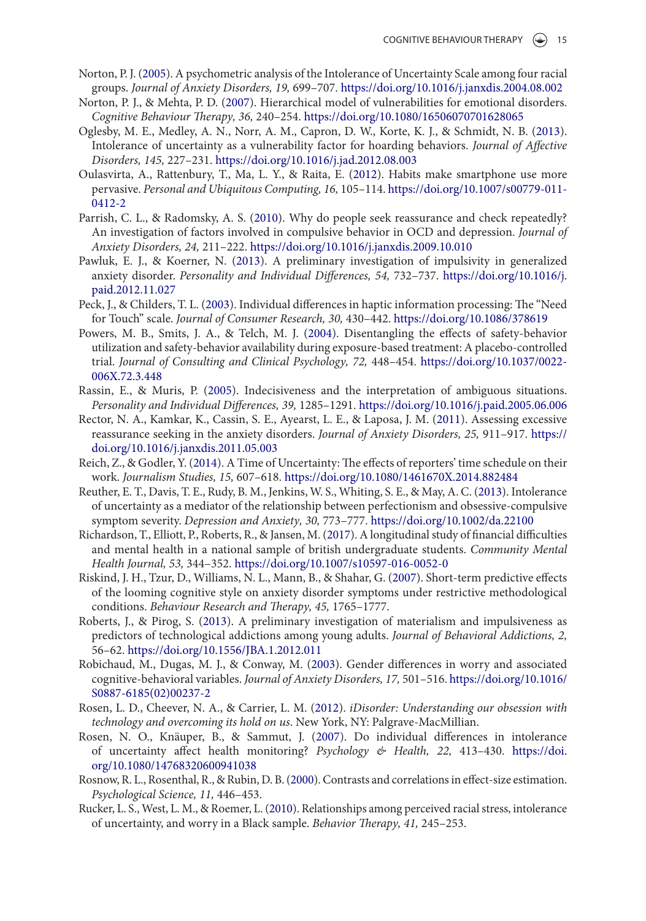Norton, P. J. (2005). A psychometric analysis of the Intolerance of Uncertainty Scale among four racial groups. *Journal of Anxiety Disorders, 19,* 699–707. https://doi.org/10.1016/j.janxdis.2004.08.002

Norton, P. J., & Mehta, P. D. (2007). Hierarchical model of vulnerabilities for emotional disorders. *Cognitive Behaviour Therapy, 36,* 240–254. https://doi.org/10.1080/16506070701628065

Oglesby, M. E., Medley, A. N., Norr, A. M., Capron, D. W., Korte, K. J., & Schmidt, N. B. (2013). Intolerance of uncertainty as a vulnerability factor for hoarding behaviors. *Journal of Affective Disorders, 145,* 227–231. https://doi.org/10.1016/j.jad.2012.08.003

Oulasvirta, A., Rattenbury, T., Ma, L. Y., & Raita, E. (2012). Habits make smartphone use more pervasive. *Personal and Ubiquitous Computing, 16,* 105–114. https://doi.org/10.1007/s00779-011-0412-2

Parrish, C. L., & Radomsky, A. S. (2010). Why do people seek reassurance and check repeatedly? An investigation of factors involved in compulsive behavior in OCD and depression. *Journal of Anxiety Disorders, 24,* 211–222. https://doi.org/10.1016/j.janxdis.2009.10.010

Pawluk, E. J., & Koerner, N. (2013). A preliminary investigation of impulsivity in generalized anxiety disorder. *Personality and Individual Differences, 54,* 732–737. https://doi.org/10.1016/j.paid.2012.11.027

Peck, J., & Childers, T. L. (2003). Individual differences in haptic information processing: The "Need for Touch" scale. *Journal of Consumer Research, 30,* 430–442. https://doi.org/10.1086/378619

Powers, M. B., Smits, J. A., & Telch, M. J. (2004). Disentangling the effects of safety-behavior utilization and safety-behavior availability during exposure-based treatment: A placebo-controlled trial. *Journal of Consulting and Clinical Psychology, 72,* 448–454. https://doi.org/10.1037/0022-006X.72.3.448

Rassin, E., & Muris, P. (2005). Indecisiveness and the interpretation of ambiguous situations. *Personality and Individual Differences, 39,* 1285–1291. https://doi.org/10.1016/j.paid.2005.06.006

Rector, N. A., Kamkar, K., Cassin, S. E., Ayearst, L. E., & Laposa, J. M. (2011). Assessing excessive reassurance seeking in the anxiety disorders. *Journal of Anxiety Disorders, 25,* 911–917. https://doi.org/10.1016/j.janxdis.2011.05.003

Reich, Z., & Godler, Y. (2014). A Time of Uncertainty: The effects of reporters' time schedule on their work. *Journalism Studies, 15,* 607–618. https://doi.org/10.1080/1461670X.2014.882484

Reuther, E. T., Davis, T. E., Rudy, B. M., Jenkins, W. S., Whiting, S. E., & May, A. C. (2013). Intolerance of uncertainty as a mediator of the relationship between perfectionism and obsessive-compulsive symptom severity. *Depression and Anxiety, 30,* 773–777. https://doi.org/10.1002/da.22100

Richardson, T., Elliott, P., Roberts, R., & Jansen, M. (2017). A longitudinal study of financial difficulties and mental health in a national sample of british undergraduate students. *Community Mental Health Journal, 53,* 344–352. https://doi.org/10.1007/s10597-016-0052-0

Riskind, J. H., Tzur, D., Williams, N. L., Mann, B., & Shahar, G. (2007). Short-term predictive effects of the looming cognitive style on anxiety disorder symptoms under restrictive methodological conditions. *Behaviour Research and Therapy, 45,* 1765–1777.

Roberts, J., & Pirog, S. (2013). A preliminary investigation of materialism and impulsiveness as predictors of technological addictions among young adults. *Journal of Behavioral Addictions, 2,* 56–62. https://doi.org/10.1556/JBA.1.2012.011

Robichaud, M., Dugas, M. J., & Conway, M. (2003). Gender differences in worry and associated cognitive-behavioral variables. *Journal of Anxiety Disorders, 17,* 501–516. https://doi.org/10.1016/S0887-6185(02)00237-2

Rosen, L. D., Cheever, N. A., & Carrier, L. M. (2012). *iDisorder: Understanding our obsession with technology and overcoming its hold on us*. New York, NY: Palgrave-MacMillian.

Rosen, N. O., Knäuper, B., & Sammut, J. (2007). Do individual differences in intolerance of uncertainty affect health monitoring? *Psychology & Health, 22,* 413–430. https://doi.org/10.1080/14768320600941038

Rosnow, R. L., Rosenthal, R., & Rubin, D. B. (2000). Contrasts and correlations in effect-size estimation. *Psychological Science, 11,* 446–453.

Rucker, L. S., West, L. M., & Roemer, L. (2010). Relationships among perceived racial stress, intolerance of uncertainty, and worry in a Black sample. *Behavior Therapy, 41,* 245–253.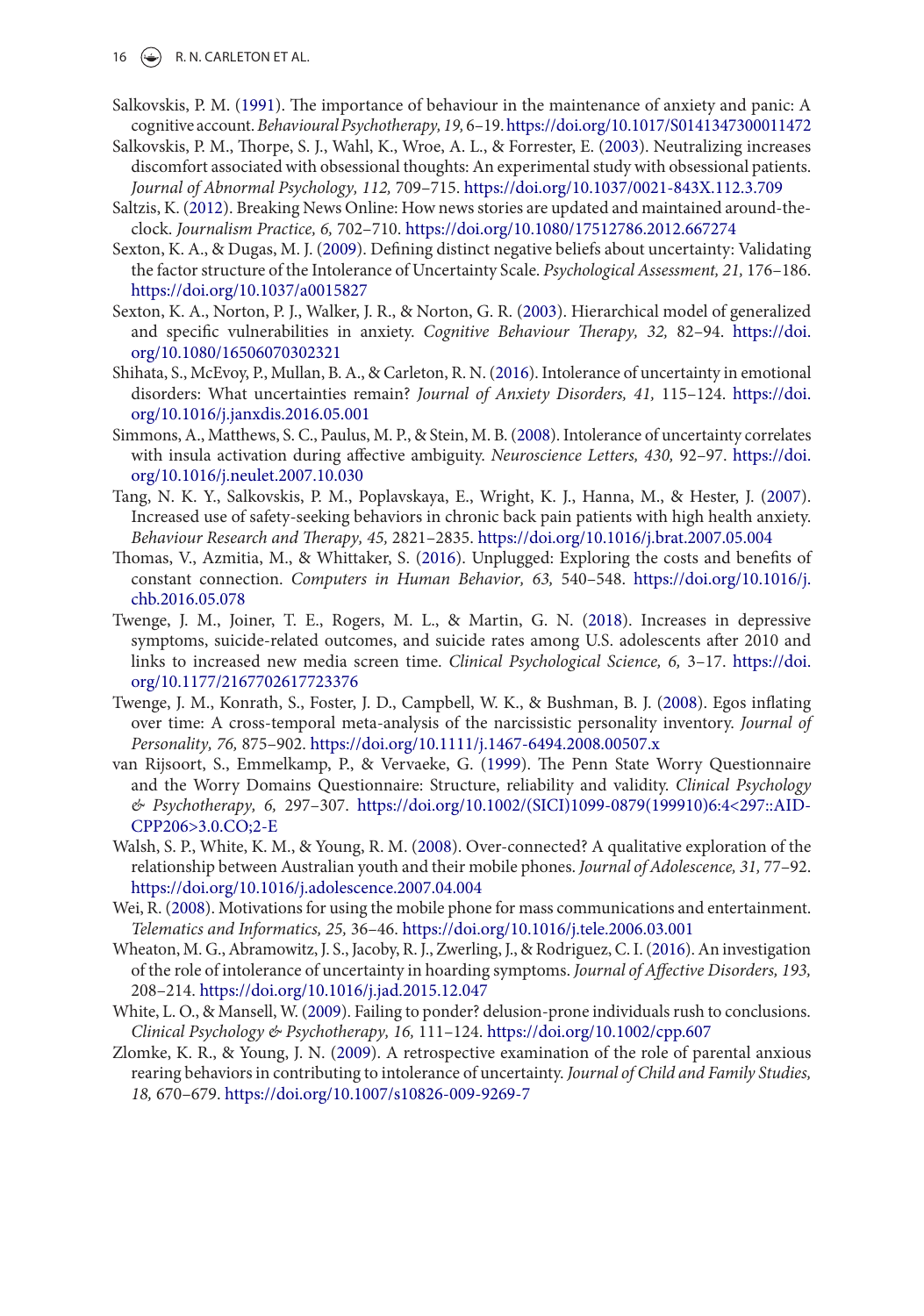Salkovskis, P. M. (1991). The importance of behaviour in the maintenance of anxiety and panic: A cognitive account. *Behavioural Psychotherapy, 19,* 6–19. https://doi.org/10.1017/S0141347300011472

Salkovskis, P. M., Thorpe, S. J., Wahl, K., Wroe, A. L., & Forrester, E. (2003). Neutralizing increases discomfort associated with obsessional thoughts: An experimental study with obsessional patients. *Journal of Abnormal Psychology, 112,* 709–715. https://doi.org/10.1037/0021-843X.112.3.709

Saltzis, K. (2012). Breaking News Online: How news stories are updated and maintained around-the-clock. *Journalism Practice, 6,* 702–710. https://doi.org/10.1080/17512786.2012.667274

Sexton, K. A., & Dugas, M. J. (2009). Defining distinct negative beliefs about uncertainty: Validating the factor structure of the Intolerance of Uncertainty Scale. *Psychological Assessment, 21,* 176–186. https://doi.org/10.1037/a0015827

Sexton, K. A., Norton, P. J., Walker, J. R., & Norton, G. R. (2003). Hierarchical model of generalized and specific vulnerabilities in anxiety. *Cognitive Behaviour Therapy, 32,* 82–94. https://doi.org/10.1080/16506070302321

Shihata, S., McEvoy, P., Mullan, B. A., & Carleton, R. N. (2016). Intolerance of uncertainty in emotional disorders: What uncertainties remain? *Journal of Anxiety Disorders, 41,* 115–124. https://doi.org/10.1016/j.janxdis.2016.05.001

Simmons, A., Matthews, S. C., Paulus, M. P., & Stein, M. B. (2008). Intolerance of uncertainty correlates with insula activation during affective ambiguity. *Neuroscience Letters, 430,* 92–97. https://doi.org/10.1016/j.neulet.2007.10.030

Tang, N. K. Y., Salkovskis, P. M., Poplavskaya, E., Wright, K. J., Hanna, M., & Hester, J. (2007). Increased use of safety-seeking behaviors in chronic back pain patients with high health anxiety. *Behaviour Research and Therapy, 45,* 2821–2835. https://doi.org/10.1016/j.brat.2007.05.004

Thomas, V., Azmitia, M., & Whittaker, S. (2016). Unplugged: Exploring the costs and benefits of constant connection. *Computers in Human Behavior, 63,* 540–548. https://doi.org/10.1016/j.chb.2016.05.078

Twenge, J. M., Joiner, T. E., Rogers, M. L., & Martin, G. N. (2018). Increases in depressive symptoms, suicide-related outcomes, and suicide rates among U.S. adolescents after 2010 and links to increased new media screen time. *Clinical Psychological Science, 6,* 3–17. https://doi.org/10.1177/2167702617723376

Twenge, J. M., Konrath, S., Foster, J. D., Campbell, W. K., & Bushman, B. J. (2008). Egos inflating over time: A cross-temporal meta-analysis of the narcissistic personality inventory. *Journal of Personality, 76,* 875–902. https://doi.org/10.1111/j.1467-6494.2008.00507.x

van Rijsoort, S., Emmelkamp, P., & Vervaeke, G. (1999). The Penn State Worry Questionnaire and the Worry Domains Questionnaire: Structure, reliability and validity. *Clinical Psychology & Psychotherapy, 6,* 297–307. https://doi.org/10.1002/(SICI)1099-0879(199910)6:4<297::AID-CPP206>3.0.CO;2-E

Walsh, S. P., White, K. M., & Young, R. M. (2008). Over-connected? A qualitative exploration of the relationship between Australian youth and their mobile phones. *Journal of Adolescence, 31,* 77–92. https://doi.org/10.1016/j.adolescence.2007.04.004

Wei, R. (2008). Motivations for using the mobile phone for mass communications and entertainment. *Telematics and Informatics, 25,* 36–46. https://doi.org/10.1016/j.tele.2006.03.001

Wheaton, M. G., Abramowitz, J. S., Jacoby, R. J., Zwerling, J., & Rodriguez, C. I. (2016). An investigation of the role of intolerance of uncertainty in hoarding symptoms. *Journal of Affective Disorders, 193,* 208–214. https://doi.org/10.1016/j.jad.2015.12.047

White, L. O., & Mansell, W. (2009). Failing to ponder? delusion-prone individuals rush to conclusions. *Clinical Psychology & Psychotherapy, 16,* 111–124. https://doi.org/10.1002/cpp.607

Zlomke, K. R., & Young, J. N. (2009). A retrospective examination of the role of parental anxious rearing behaviors in contributing to intolerance of uncertainty. *Journal of Child and Family Studies, 18,* 670–679. https://doi.org/10.1007/s10826-009-9269-7